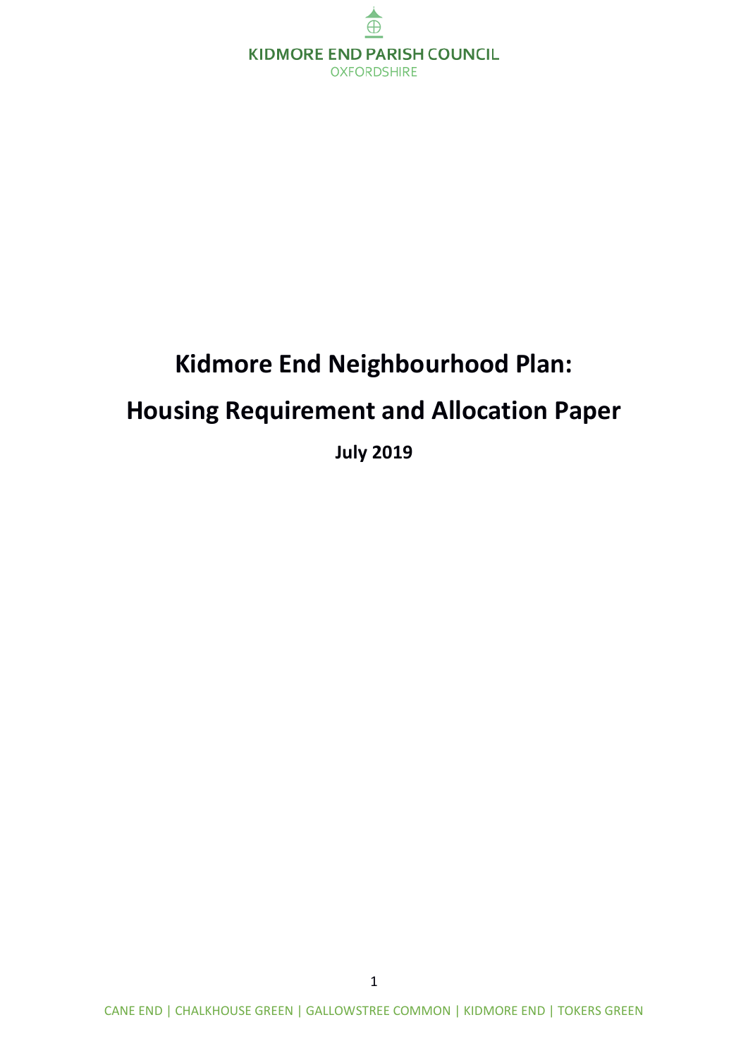KIDMORE END PARISH COUNCIL
OXFORDSHIRE

# Kidmore End Neighbourhood Plan:

# Housing Requirement and Allocation Paper

**July 2019**

CANE END | CHALKHOUSE GREEN | GALLOWSTREE COMMON | KIDMORE END | TOKERS GREEN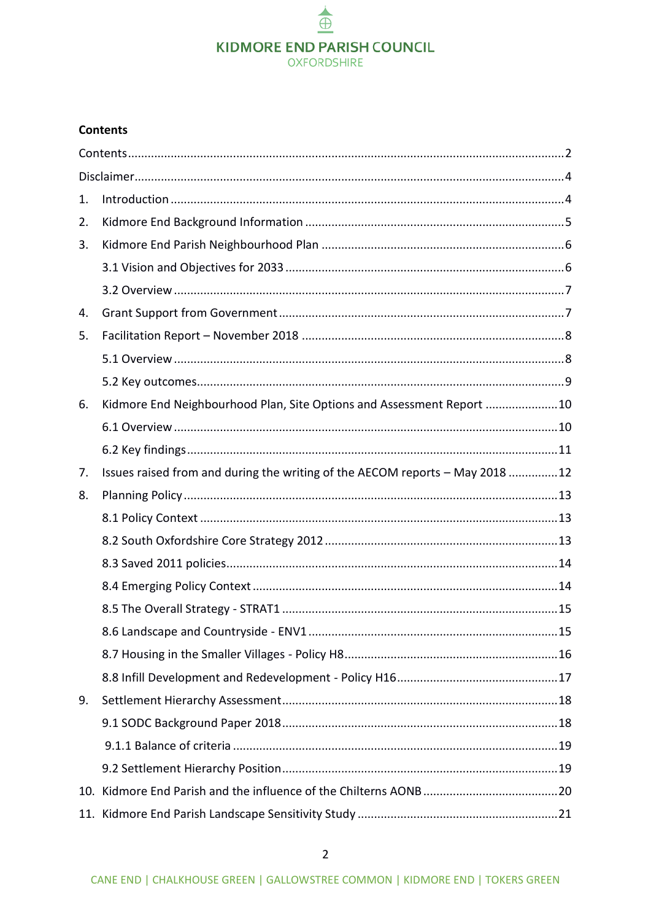**Contents**

Contents ........................................................................................................................ 2

Disclaimer ........................................................................................................................ 4

1. Introduction ........................................................................................................ 4
2. Kidmore End Background Information ............................................................ 5
3. Kidmore End Parish Neighbourhood Plan ......................................................... 6
   - 3.1 Vision and Objectives for 2033 ................................................................. 6
   - 3.2 Overview ................................................................................................... 7
4. Grant Support from Government ...................................................................... 7
5. Facilitation Report – November 2018 ............................................................... 8
   - 5.1 Overview ................................................................................................... 8
   - 5.2 Key outcomes ............................................................................................ 9
6. Kidmore End Neighbourhood Plan, Site Options and Assessment Report ....... 10
   - 6.1 Overview ................................................................................................. 10
   - 6.2 Key findings .............................................................................................. 11
7. Issues raised from and during the writing of the AECOM reports – May 2018 ... 12
8. Planning Policy .................................................................................................. 13
   - 8.1 Policy Context .......................................................................................... 13
   - 8.2 South Oxfordshire Core Strategy 2012 ..................................................... 13
   - 8.3 Saved 2011 policies .................................................................................. 14
   - 8.4 Emerging Policy Context ........................................................................... 14
   - 8.5 The Overall Strategy - STRAT1 .................................................................. 15
   - 8.6 Landscape and Countryside - ENV1 ........................................................... 15
   - 8.7 Housing in the Smaller Villages - Policy H8 ............................................... 16
   - 8.8 Infill Development and Redevelopment - Policy H16 ................................ 17
9. Settlement Hierarchy Assessment .................................................................... 18
   - 9.1 SODC Background Paper 2018 .................................................................. 18
     - 9.1.1 Balance of criteria ............................................................................ 19
   - 9.2 Settlement Hierarchy Position .................................................................. 19
10. Kidmore End Parish and the influence of the Chilterns AONB ......................... 20
11. Kidmore End Parish Landscape Sensitivity Study ............................................. 21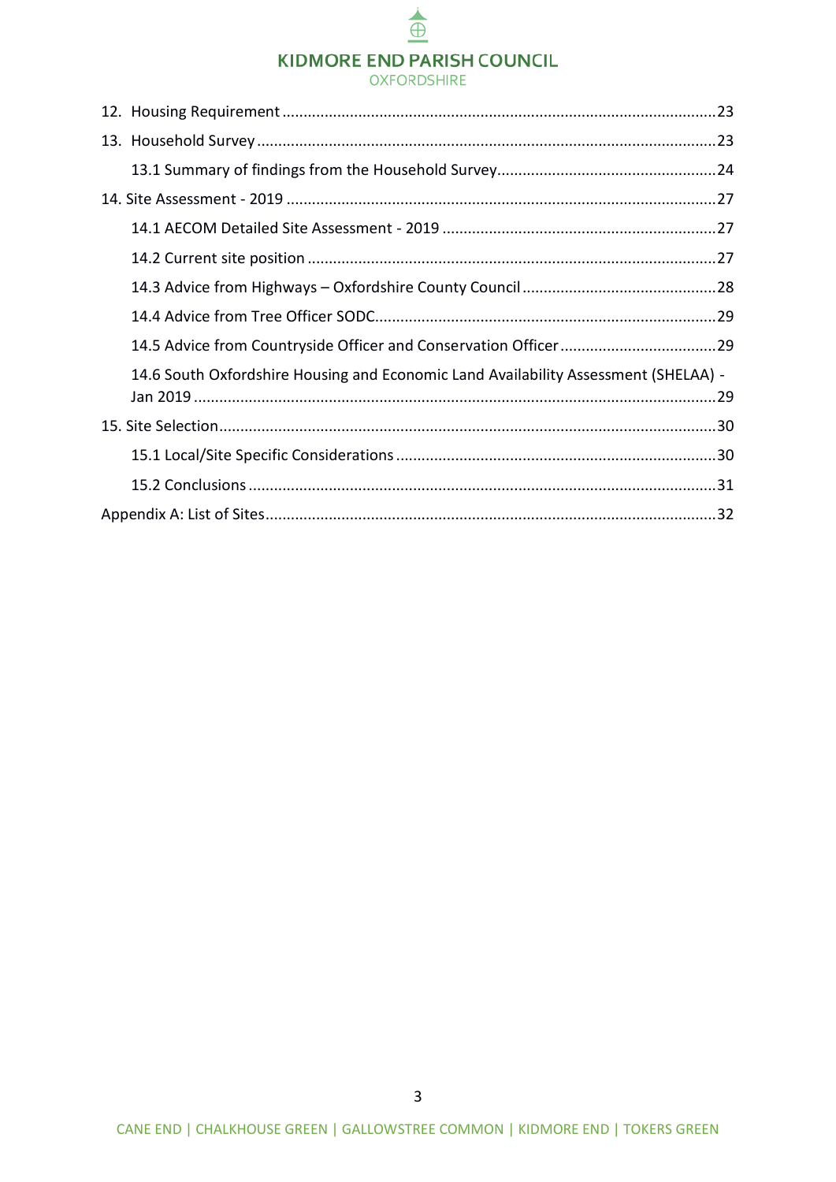12. Housing Requirement ..........23
13. Household Survey ..........23
    - 13.1 Summary of findings from the Household Survey ..........24
14. Site Assessment - 2019 ..........27
    - 14.1 AECOM Detailed Site Assessment - 2019 ..........27
    - 14.2 Current site position ..........27
    - 14.3 Advice from Highways – Oxfordshire County Council ..........28
    - 14.4 Advice from Tree Officer SODC ..........29
    - 14.5 Advice from Countryside Officer and Conservation Officer ..........29
    - 14.6 South Oxfordshire Housing and Economic Land Availability Assessment (SHELAA) - Jan 2019 ..........29
15. Site Selection ..........30
    - 15.1 Local/Site Specific Considerations ..........30
    - 15.2 Conclusions ..........31

Appendix A: List of Sites ..........32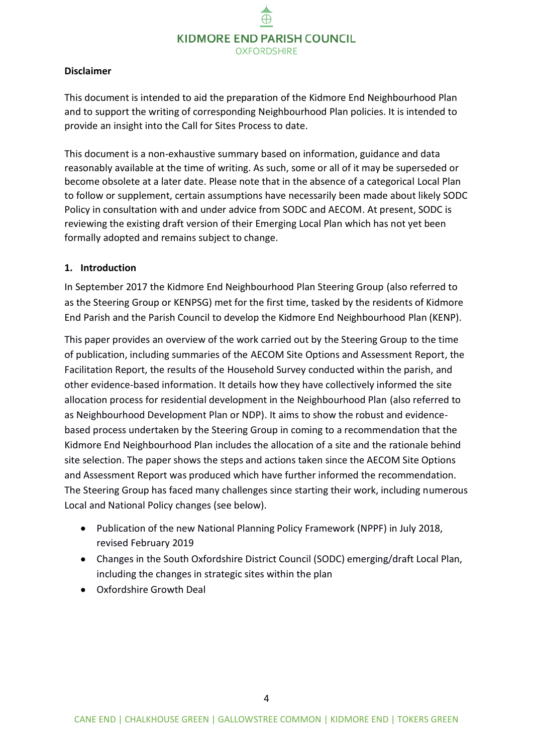**Disclaimer**

This document is intended to aid the preparation of the Kidmore End Neighbourhood Plan and to support the writing of corresponding Neighbourhood Plan policies. It is intended to provide an insight into the Call for Sites Process to date.

This document is a non-exhaustive summary based on information, guidance and data reasonably available at the time of writing. As such, some or all of it may be superseded or become obsolete at a later date. Please note that in the absence of a categorical Local Plan to follow or supplement, certain assumptions have necessarily been made about likely SODC Policy in consultation with and under advice from SODC and AECOM. At present, SODC is reviewing the existing draft version of their Emerging Local Plan which has not yet been formally adopted and remains subject to change.

## 1. Introduction

In September 2017 the Kidmore End Neighbourhood Plan Steering Group (also referred to as the Steering Group or KENPSG) met for the first time, tasked by the residents of Kidmore End Parish and the Parish Council to develop the Kidmore End Neighbourhood Plan (KENP).

This paper provides an overview of the work carried out by the Steering Group to the time of publication, including summaries of the AECOM Site Options and Assessment Report, the Facilitation Report, the results of the Household Survey conducted within the parish, and other evidence-based information. It details how they have collectively informed the site allocation process for residential development in the Neighbourhood Plan (also referred to as Neighbourhood Development Plan or NDP). It aims to show the robust and evidence-based process undertaken by the Steering Group in coming to a recommendation that the Kidmore End Neighbourhood Plan includes the allocation of a site and the rationale behind site selection. The paper shows the steps and actions taken since the AECOM Site Options and Assessment Report was produced which have further informed the recommendation. The Steering Group has faced many challenges since starting their work, including numerous Local and National Policy changes (see below).

- Publication of the new National Planning Policy Framework (NPPF) in July 2018, revised February 2019
- Changes in the South Oxfordshire District Council (SODC) emerging/draft Local Plan, including the changes in strategic sites within the plan
- Oxfordshire Growth Deal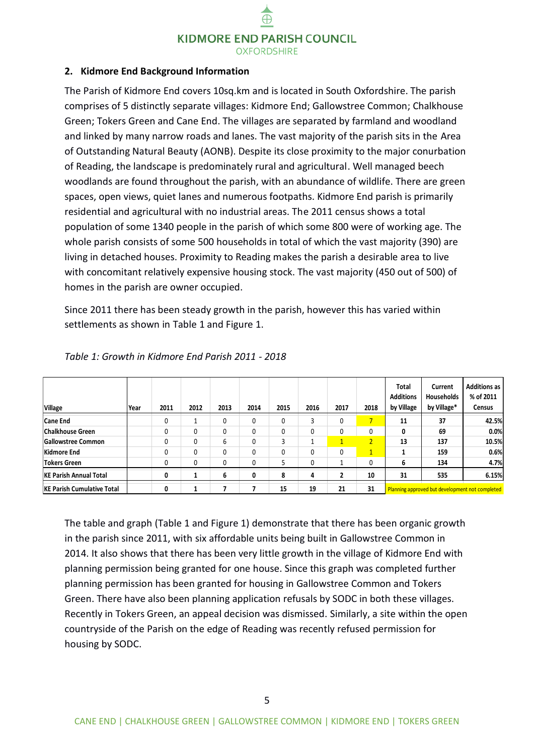## 2. Kidmore End Background Information

The Parish of Kidmore End covers 10sq.km and is located in South Oxfordshire. The parish comprises of 5 distinctly separate villages: Kidmore End; Gallowstree Common; Chalkhouse Green; Tokers Green and Cane End. The villages are separated by farmland and woodland and linked by many narrow roads and lanes. The vast majority of the parish sits in the Area of Outstanding Natural Beauty (AONB). Despite its close proximity to the major conurbation of Reading, the landscape is predominately rural and agricultural. Well managed beech woodlands are found throughout the parish, with an abundance of wildlife. There are green spaces, open views, quiet lanes and numerous footpaths. Kidmore End parish is primarily residential and agricultural with no industrial areas. The 2011 census shows a total population of some 1340 people in the parish of which some 800 were of working age. The whole parish consists of some 500 households in total of which the vast majority (390) are living in detached houses. Proximity to Reading makes the parish a desirable area to live with concomitant relatively expensive housing stock. The vast majority (450 out of 500) of homes in the parish are owner occupied.

Since 2011 there has been steady growth in the parish, however this has varied within settlements as shown in Table 1 and Figure 1.

*Table 1: Growth in Kidmore End Parish 2011 - 2018*

| Village | Year | 2011 | 2012 | 2013 | 2014 | 2015 | 2016 | 2017 | 2018 | Total Additions by Village | Current Households by Village* | Additions as % of 2011 Census |
|---|---|---|---|---|---|---|---|---|---|---|---|---|
| Cane End | | 0 | 1 | 0 | 0 | 0 | 3 | 0 | 7 | 11 | 37 | 42.5% |
| Chalkhouse Green | | 0 | 0 | 0 | 0 | 0 | 0 | 0 | 0 | 0 | 69 | 0.0% |
| Gallowstree Common | | 0 | 0 | 6 | 0 | 3 | 1 | 1 | 2 | 13 | 137 | 10.5% |
| Kidmore End | | 0 | 0 | 0 | 0 | 0 | 0 | 0 | 1 | 1 | 159 | 0.6% |
| Tokers Green | | 0 | 0 | 0 | 0 | 5 | 0 | 1 | 0 | 6 | 134 | 4.7% |
| **KE Parish Annual Total** | | **0** | **1** | **6** | **0** | **8** | **4** | **2** | **10** | **31** | **535** | **6.15%** |
| **KE Parish Cumulative Total** | | **0** | **1** | **7** | **7** | **15** | **19** | **21** | **31** | Planning approved but development not completed | | |

The table and graph (Table 1 and Figure 1) demonstrate that there has been organic growth in the parish since 2011, with six affordable units being built in Gallowstree Common in 2014. It also shows that there has been very little growth in the village of Kidmore End with planning permission being granted for one house. Since this graph was completed further planning permission has been granted for housing in Gallowstree Common and Tokers Green. There have also been planning application refusals by SODC in both these villages. Recently in Tokers Green, an appeal decision was dismissed. Similarly, a site within the open countryside of the Parish on the edge of Reading was recently refused permission for housing by SODC.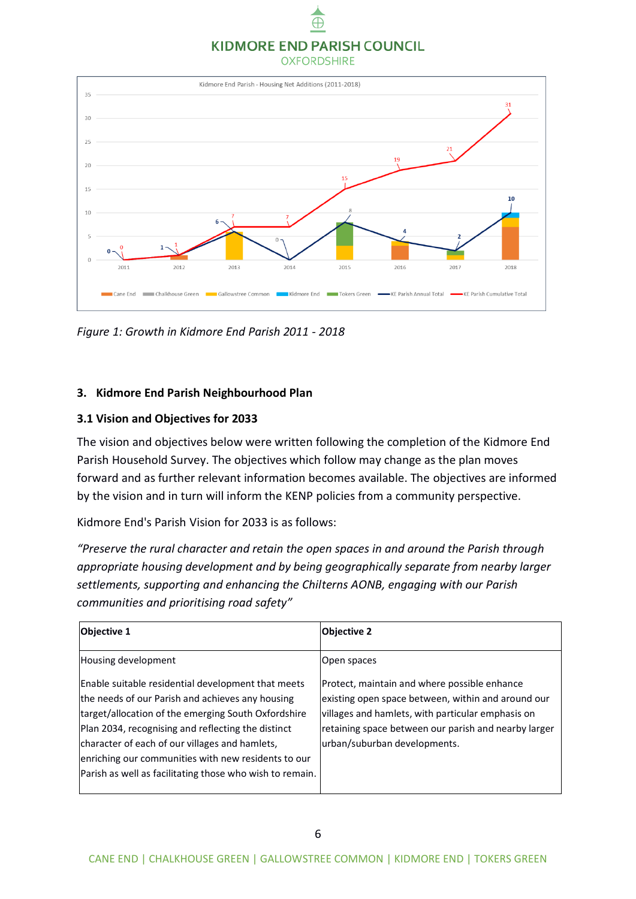Figure 1: Growth in Kidmore End Parish 2011 - 2018

### 3. Kidmore End Parish Neighbourhood Plan

#### 3.1 Vision and Objectives for 2033

The vision and objectives below were written following the completion of the Kidmore End Parish Household Survey. The objectives which follow may change as the plan moves forward and as further relevant information becomes available. The objectives are informed by the vision and in turn will inform the KENP policies from a community perspective.

Kidmore End's Parish Vision for 2033 is as follows:

*"Preserve the rural character and retain the open spaces in and around the Parish through appropriate housing development and by being geographically separate from nearby larger settlements, supporting and enhancing the Chilterns AONB, engaging with our Parish communities and prioritising road safety"*

| **Objective 1** | **Objective 2** |
| --- | --- |
| Housing development<br><br>Enable suitable residential development that meets the needs of our Parish and achieves any housing target/allocation of the emerging South Oxfordshire Plan 2034, recognising and reflecting the distinct character of each of our villages and hamlets, enriching our communities with new residents to our Parish as well as facilitating those who wish to remain. | Open spaces<br><br>Protect, maintain and where possible enhance existing open space between, within and around our villages and hamlets, with particular emphasis on retaining space between our parish and nearby larger urban/suburban developments. |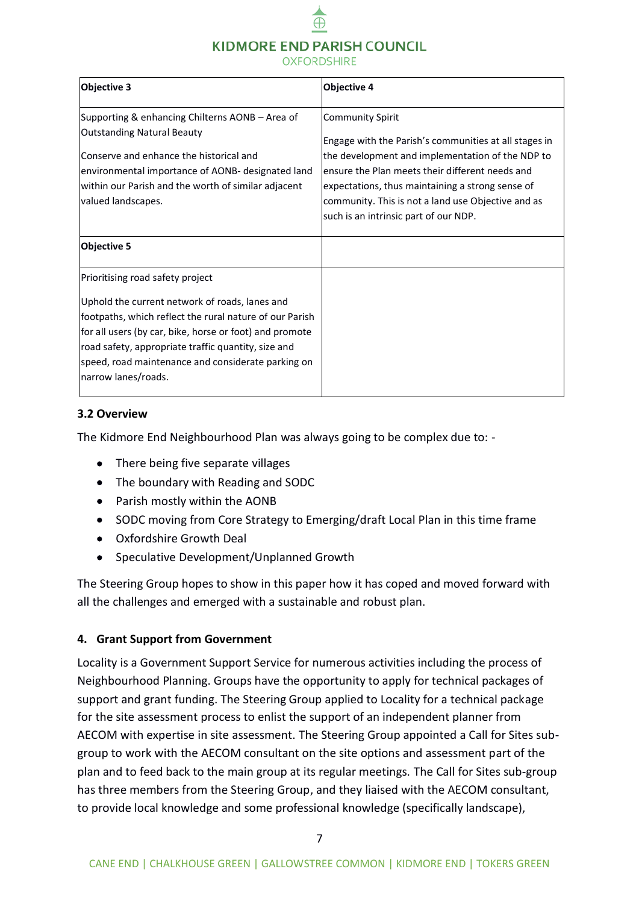| Objective 3 | Objective 4 |
|---|---|
| Supporting & enhancing Chilterns AONB – Area of Outstanding Natural Beauty<br><br>Conserve and enhance the historical and environmental importance of AONB- designated land within our Parish and the worth of similar adjacent valued landscapes. | Community Spirit<br><br>Engage with the Parish's communities at all stages in the development and implementation of the NDP to ensure the Plan meets their different needs and expectations, thus maintaining a strong sense of community. This is not a land use Objective and as such is an intrinsic part of our NDP. |
| **Objective 5** | |
| Prioritising road safety project<br><br>Uphold the current network of roads, lanes and footpaths, which reflect the rural nature of our Parish for all users (by car, bike, horse or foot) and promote road safety, appropriate traffic quantity, size and speed, road maintenance and considerate parking on narrow lanes/roads. | |

### 3.2 Overview

The Kidmore End Neighbourhood Plan was always going to be complex due to: -

- There being five separate villages
- The boundary with Reading and SODC
- Parish mostly within the AONB
- SODC moving from Core Strategy to Emerging/draft Local Plan in this time frame
- Oxfordshire Growth Deal
- Speculative Development/Unplanned Growth

The Steering Group hopes to show in this paper how it has coped and moved forward with all the challenges and emerged with a sustainable and robust plan.

## 4. Grant Support from Government

Locality is a Government Support Service for numerous activities including the process of Neighbourhood Planning. Groups have the opportunity to apply for technical packages of support and grant funding. The Steering Group applied to Locality for a technical package for the site assessment process to enlist the support of an independent planner from AECOM with expertise in site assessment. The Steering Group appointed a Call for Sites sub-group to work with the AECOM consultant on the site options and assessment part of the plan and to feed back to the main group at its regular meetings. The Call for Sites sub-group has three members from the Steering Group, and they liaised with the AECOM consultant, to provide local knowledge and some professional knowledge (specifically landscape),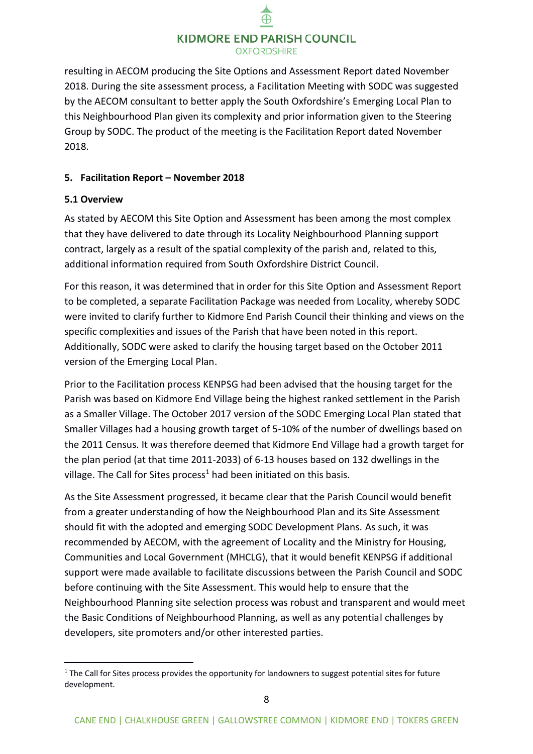resulting in AECOM producing the Site Options and Assessment Report dated November 2018. During the site assessment process, a Facilitation Meeting with SODC was suggested by the AECOM consultant to better apply the South Oxfordshire's Emerging Local Plan to this Neighbourhood Plan given its complexity and prior information given to the Steering Group by SODC. The product of the meeting is the Facilitation Report dated November 2018.

## 5. Facilitation Report – November 2018

### 5.1 Overview

As stated by AECOM this Site Option and Assessment has been among the most complex that they have delivered to date through its Locality Neighbourhood Planning support contract, largely as a result of the spatial complexity of the parish and, related to this, additional information required from South Oxfordshire District Council.

For this reason, it was determined that in order for this Site Option and Assessment Report to be completed, a separate Facilitation Package was needed from Locality, whereby SODC were invited to clarify further to Kidmore End Parish Council their thinking and views on the specific complexities and issues of the Parish that have been noted in this report. Additionally, SODC were asked to clarify the housing target based on the October 2011 version of the Emerging Local Plan.

Prior to the Facilitation process KENPSG had been advised that the housing target for the Parish was based on Kidmore End Village being the highest ranked settlement in the Parish as a Smaller Village. The October 2017 version of the SODC Emerging Local Plan stated that Smaller Villages had a housing growth target of 5-10% of the number of dwellings based on the 2011 Census. It was therefore deemed that Kidmore End Village had a growth target for the plan period (at that time 2011-2033) of 6-13 houses based on 132 dwellings in the village. The Call for Sites process[1] had been initiated on this basis.

As the Site Assessment progressed, it became clear that the Parish Council would benefit from a greater understanding of how the Neighbourhood Plan and its Site Assessment should fit with the adopted and emerging SODC Development Plans. As such, it was recommended by AECOM, with the agreement of Locality and the Ministry for Housing, Communities and Local Government (MHCLG), that it would benefit KENPSG if additional support were made available to facilitate discussions between the Parish Council and SODC before continuing with the Site Assessment. This would help to ensure that the Neighbourhood Planning site selection process was robust and transparent and would meet the Basic Conditions of Neighbourhood Planning, as well as any potential challenges by developers, site promoters and/or other interested parties.

---

[1] The Call for Sites process provides the opportunity for landowners to suggest potential sites for future development.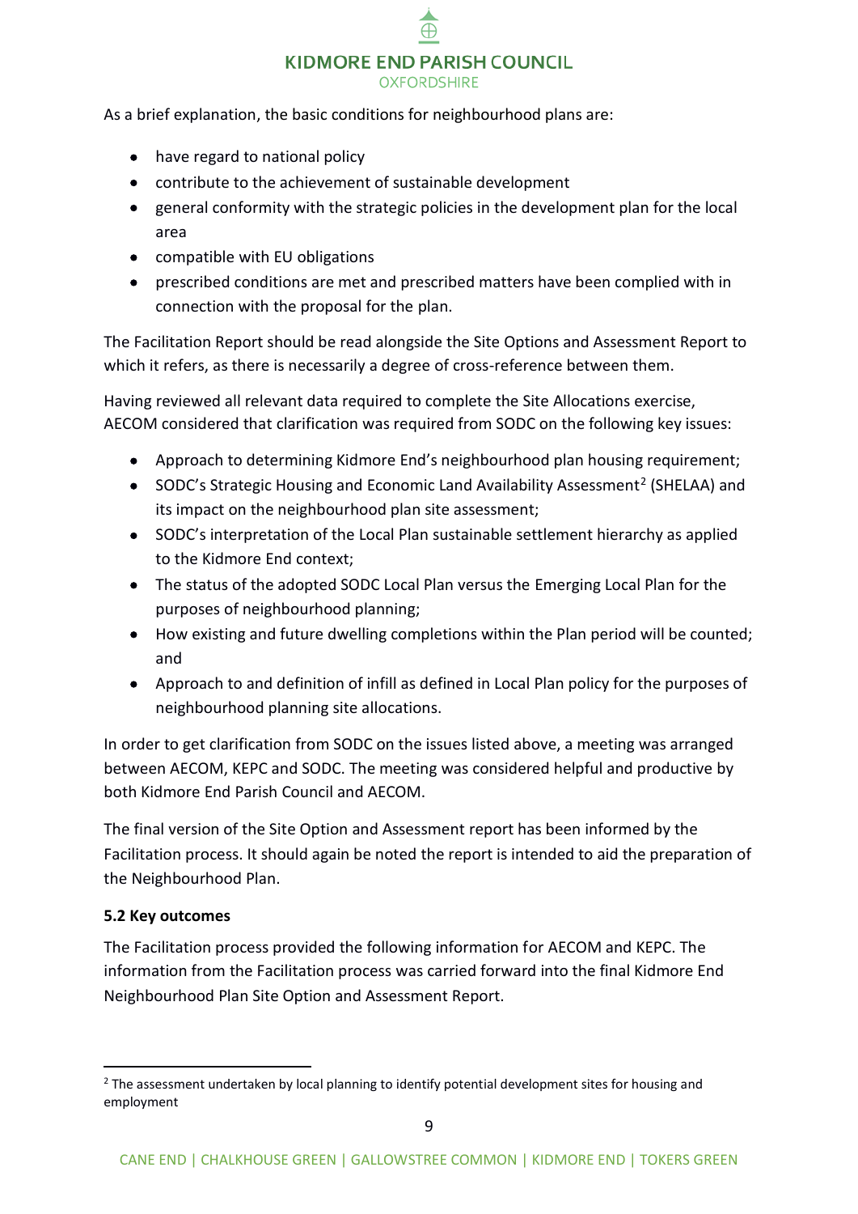As a brief explanation, the basic conditions for neighbourhood plans are:

- have regard to national policy
- contribute to the achievement of sustainable development
- general conformity with the strategic policies in the development plan for the local area
- compatible with EU obligations
- prescribed conditions are met and prescribed matters have been complied with in connection with the proposal for the plan.

The Facilitation Report should be read alongside the Site Options and Assessment Report to which it refers, as there is necessarily a degree of cross-reference between them.

Having reviewed all relevant data required to complete the Site Allocations exercise, AECOM considered that clarification was required from SODC on the following key issues:

- Approach to determining Kidmore End's neighbourhood plan housing requirement;
- SODC's Strategic Housing and Economic Land Availability Assessment[2] (SHELAA) and its impact on the neighbourhood plan site assessment;
- SODC's interpretation of the Local Plan sustainable settlement hierarchy as applied to the Kidmore End context;
- The status of the adopted SODC Local Plan versus the Emerging Local Plan for the purposes of neighbourhood planning;
- How existing and future dwelling completions within the Plan period will be counted; and
- Approach to and definition of infill as defined in Local Plan policy for the purposes of neighbourhood planning site allocations.

In order to get clarification from SODC on the issues listed above, a meeting was arranged between AECOM, KEPC and SODC. The meeting was considered helpful and productive by both Kidmore End Parish Council and AECOM.

The final version of the Site Option and Assessment report has been informed by the Facilitation process. It should again be noted the report is intended to aid the preparation of the Neighbourhood Plan.

**5.2 Key outcomes**

The Facilitation process provided the following information for AECOM and KEPC. The information from the Facilitation process was carried forward into the final Kidmore End Neighbourhood Plan Site Option and Assessment Report.

[2] The assessment undertaken by local planning to identify potential development sites for housing and employment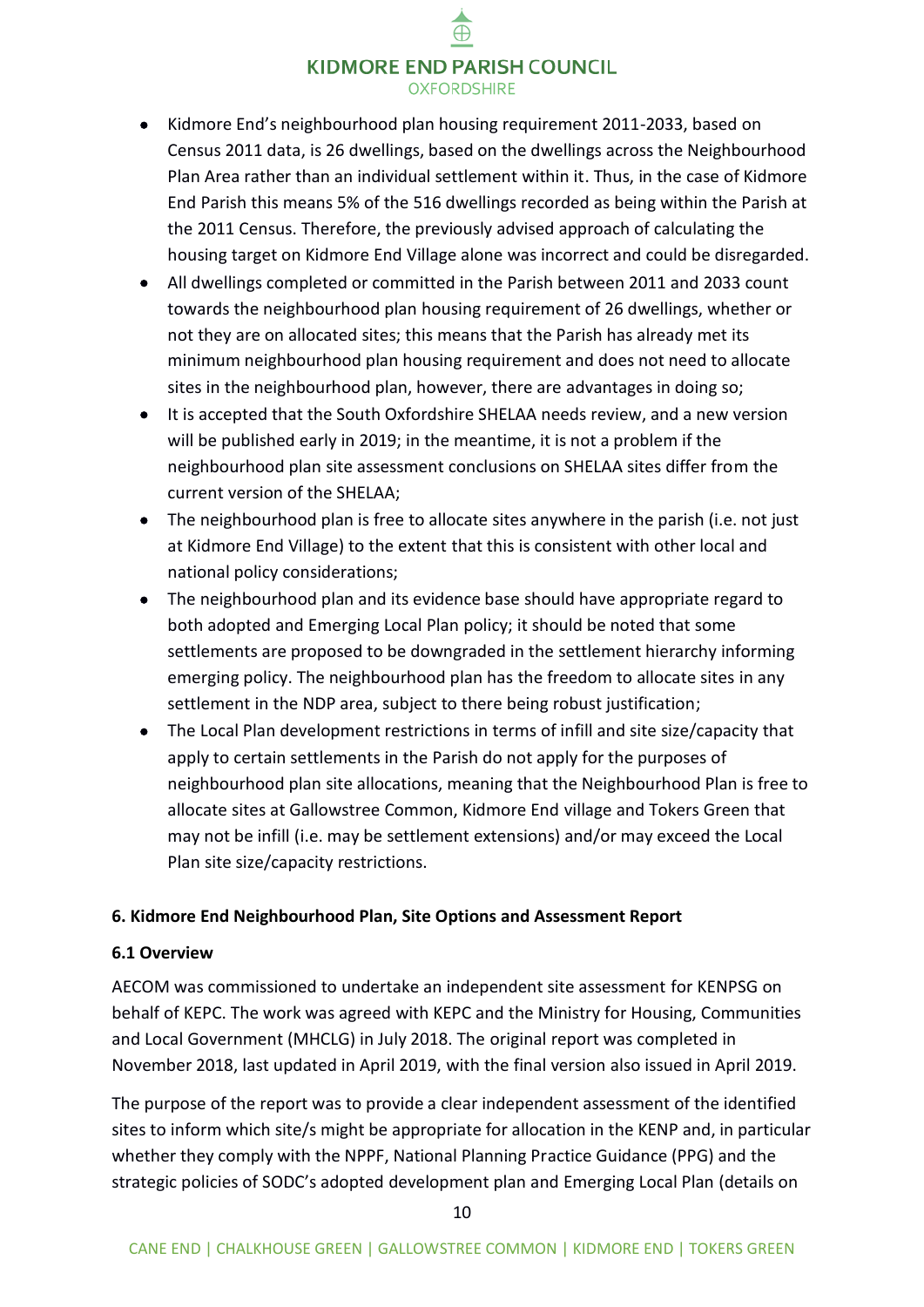- Kidmore End's neighbourhood plan housing requirement 2011-2033, based on Census 2011 data, is 26 dwellings, based on the dwellings across the Neighbourhood Plan Area rather than an individual settlement within it. Thus, in the case of Kidmore End Parish this means 5% of the 516 dwellings recorded as being within the Parish at the 2011 Census. Therefore, the previously advised approach of calculating the housing target on Kidmore End Village alone was incorrect and could be disregarded.
- All dwellings completed or committed in the Parish between 2011 and 2033 count towards the neighbourhood plan housing requirement of 26 dwellings, whether or not they are on allocated sites; this means that the Parish has already met its minimum neighbourhood plan housing requirement and does not need to allocate sites in the neighbourhood plan, however, there are advantages in doing so;
- It is accepted that the South Oxfordshire SHELAA needs review, and a new version will be published early in 2019; in the meantime, it is not a problem if the neighbourhood plan site assessment conclusions on SHELAA sites differ from the current version of the SHELAA;
- The neighbourhood plan is free to allocate sites anywhere in the parish (i.e. not just at Kidmore End Village) to the extent that this is consistent with other local and national policy considerations;
- The neighbourhood plan and its evidence base should have appropriate regard to both adopted and Emerging Local Plan policy; it should be noted that some settlements are proposed to be downgraded in the settlement hierarchy informing emerging policy. The neighbourhood plan has the freedom to allocate sites in any settlement in the NDP area, subject to there being robust justification;
- The Local Plan development restrictions in terms of infill and site size/capacity that apply to certain settlements in the Parish do not apply for the purposes of neighbourhood plan site allocations, meaning that the Neighbourhood Plan is free to allocate sites at Gallowstree Common, Kidmore End village and Tokers Green that may not be infill (i.e. may be settlement extensions) and/or may exceed the Local Plan site size/capacity restrictions.

## 6. Kidmore End Neighbourhood Plan, Site Options and Assessment Report

### 6.1 Overview

AECOM was commissioned to undertake an independent site assessment for KENPSG on behalf of KEPC. The work was agreed with KEPC and the Ministry for Housing, Communities and Local Government (MHCLG) in July 2018. The original report was completed in November 2018, last updated in April 2019, with the final version also issued in April 2019.

The purpose of the report was to provide a clear independent assessment of the identified sites to inform which site/s might be appropriate for allocation in the KENP and, in particular whether they comply with the NPPF, National Planning Practice Guidance (PPG) and the strategic policies of SODC's adopted development plan and Emerging Local Plan (details on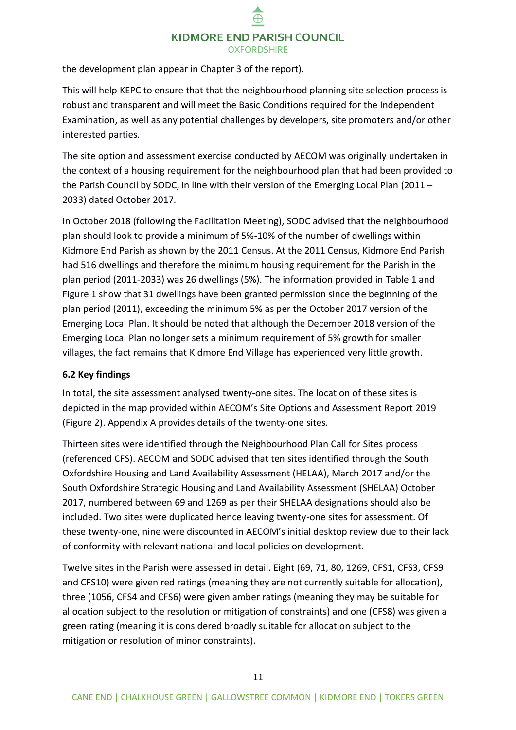the development plan appear in Chapter 3 of the report).

This will help KEPC to ensure that that the neighbourhood planning site selection process is robust and transparent and will meet the Basic Conditions required for the Independent Examination, as well as any potential challenges by developers, site promoters and/or other interested parties.

The site option and assessment exercise conducted by AECOM was originally undertaken in the context of a housing requirement for the neighbourhood plan that had been provided to the Parish Council by SODC, in line with their version of the Emerging Local Plan (2011 – 2033) dated October 2017.

In October 2018 (following the Facilitation Meeting), SODC advised that the neighbourhood plan should look to provide a minimum of 5%-10% of the number of dwellings within Kidmore End Parish as shown by the 2011 Census. At the 2011 Census, Kidmore End Parish had 516 dwellings and therefore the minimum housing requirement for the Parish in the plan period (2011-2033) was 26 dwellings (5%). The information provided in Table 1 and Figure 1 show that 31 dwellings have been granted permission since the beginning of the plan period (2011), exceeding the minimum 5% as per the October 2017 version of the Emerging Local Plan. It should be noted that although the December 2018 version of the Emerging Local Plan no longer sets a minimum requirement of 5% growth for smaller villages, the fact remains that Kidmore End Village has experienced very little growth.

### 6.2 Key findings

In total, the site assessment analysed twenty-one sites. The location of these sites is depicted in the map provided within AECOM's Site Options and Assessment Report 2019 (Figure 2). Appendix A provides details of the twenty-one sites.

Thirteen sites were identified through the Neighbourhood Plan Call for Sites process (referenced CFS). AECOM and SODC advised that ten sites identified through the South Oxfordshire Housing and Land Availability Assessment (HELAA), March 2017 and/or the South Oxfordshire Strategic Housing and Land Availability Assessment (SHELAA) October 2017, numbered between 69 and 1269 as per their SHELAA designations should also be included. Two sites were duplicated hence leaving twenty-one sites for assessment. Of these twenty-one, nine were discounted in AECOM's initial desktop review due to their lack of conformity with relevant national and local policies on development.

Twelve sites in the Parish were assessed in detail. Eight (69, 71, 80, 1269, CFS1, CFS3, CFS9 and CFS10) were given red ratings (meaning they are not currently suitable for allocation), three (1056, CFS4 and CFS6) were given amber ratings (meaning they may be suitable for allocation subject to the resolution or mitigation of constraints) and one (CFS8) was given a green rating (meaning it is considered broadly suitable for allocation subject to the mitigation or resolution of minor constraints).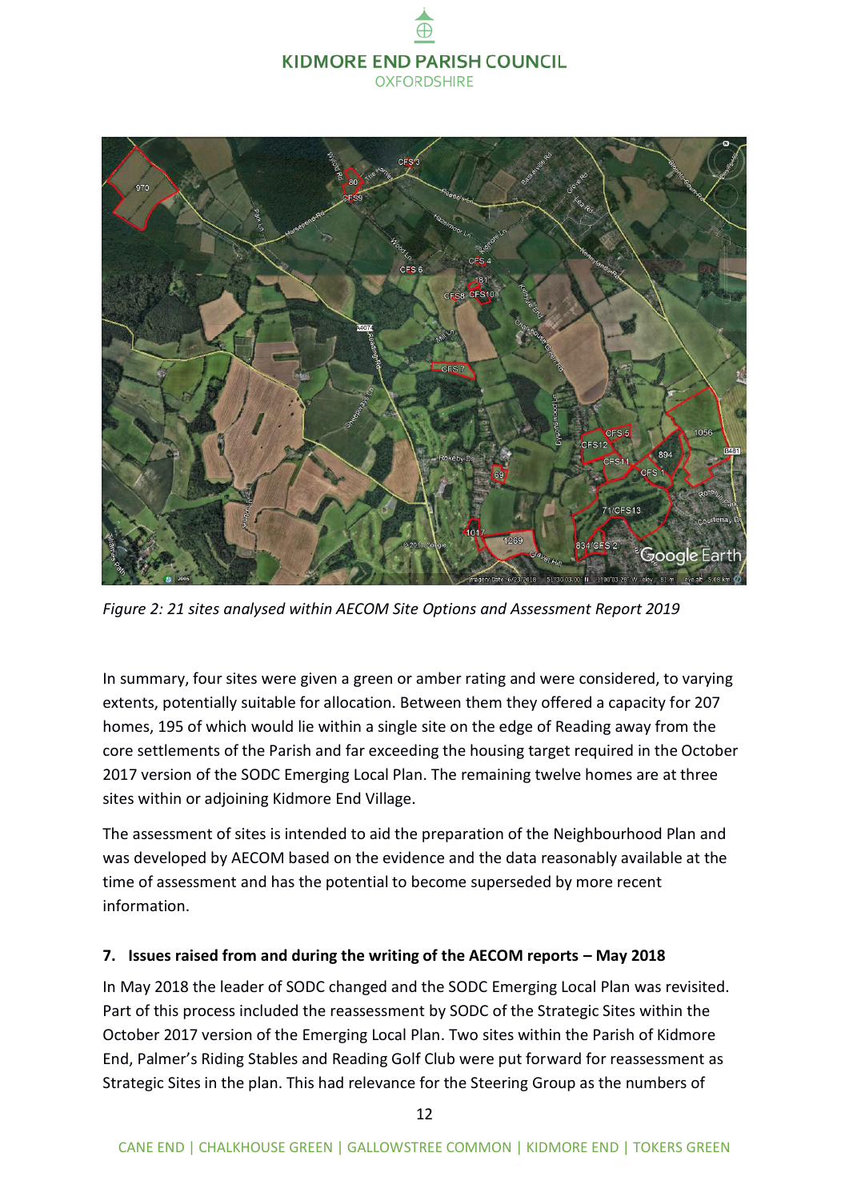*Figure 2: 21 sites analysed within AECOM Site Options and Assessment Report 2019*

In summary, four sites were given a green or amber rating and were considered, to varying extents, potentially suitable for allocation. Between them they offered a capacity for 207 homes, 195 of which would lie within a single site on the edge of Reading away from the core settlements of the Parish and far exceeding the housing target required in the October 2017 version of the SODC Emerging Local Plan. The remaining twelve homes are at three sites within or adjoining Kidmore End Village.

The assessment of sites is intended to aid the preparation of the Neighbourhood Plan and was developed by AECOM based on the evidence and the data reasonably available at the time of assessment and has the potential to become superseded by more recent information.

## 7. Issues raised from and during the writing of the AECOM reports – May 2018

In May 2018 the leader of SODC changed and the SODC Emerging Local Plan was revisited. Part of this process included the reassessment by SODC of the Strategic Sites within the October 2017 version of the Emerging Local Plan. Two sites within the Parish of Kidmore End, Palmer's Riding Stables and Reading Golf Club were put forward for reassessment as Strategic Sites in the plan. This had relevance for the Steering Group as the numbers of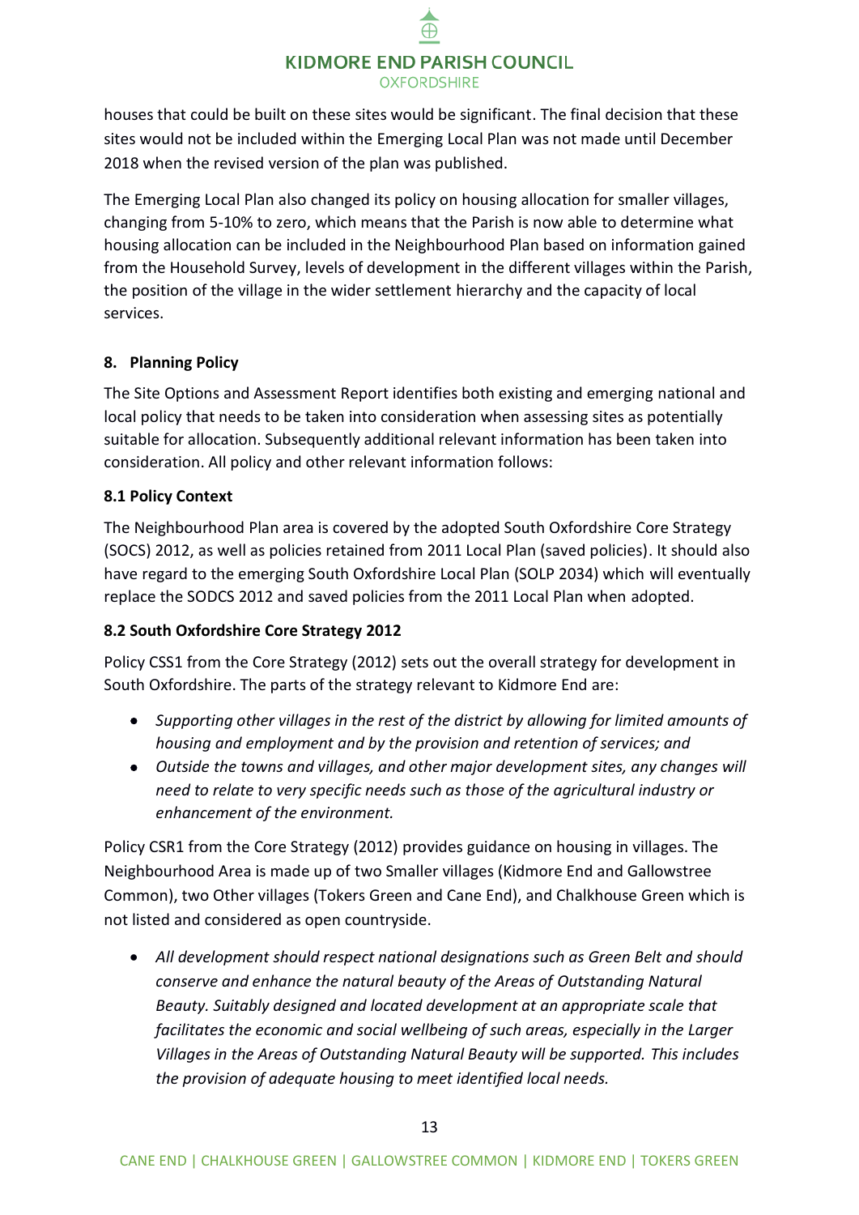houses that could be built on these sites would be significant. The final decision that these sites would not be included within the Emerging Local Plan was not made until December 2018 when the revised version of the plan was published.

The Emerging Local Plan also changed its policy on housing allocation for smaller villages, changing from 5-10% to zero, which means that the Parish is now able to determine what housing allocation can be included in the Neighbourhood Plan based on information gained from the Household Survey, levels of development in the different villages within the Parish, the position of the village in the wider settlement hierarchy and the capacity of local services.

## 8. Planning Policy

The Site Options and Assessment Report identifies both existing and emerging national and local policy that needs to be taken into consideration when assessing sites as potentially suitable for allocation. Subsequently additional relevant information has been taken into consideration. All policy and other relevant information follows:

### 8.1 Policy Context

The Neighbourhood Plan area is covered by the adopted South Oxfordshire Core Strategy (SOCS) 2012, as well as policies retained from 2011 Local Plan (saved policies). It should also have regard to the emerging South Oxfordshire Local Plan (SOLP 2034) which will eventually replace the SODCS 2012 and saved policies from the 2011 Local Plan when adopted.

### 8.2 South Oxfordshire Core Strategy 2012

Policy CSS1 from the Core Strategy (2012) sets out the overall strategy for development in South Oxfordshire. The parts of the strategy relevant to Kidmore End are:

- *Supporting other villages in the rest of the district by allowing for limited amounts of housing and employment and by the provision and retention of services; and*
- *Outside the towns and villages, and other major development sites, any changes will need to relate to very specific needs such as those of the agricultural industry or enhancement of the environment.*

Policy CSR1 from the Core Strategy (2012) provides guidance on housing in villages. The Neighbourhood Area is made up of two Smaller villages (Kidmore End and Gallowstree Common), two Other villages (Tokers Green and Cane End), and Chalkhouse Green which is not listed and considered as open countryside.

- *All development should respect national designations such as Green Belt and should conserve and enhance the natural beauty of the Areas of Outstanding Natural Beauty. Suitably designed and located development at an appropriate scale that facilitates the economic and social wellbeing of such areas, especially in the Larger Villages in the Areas of Outstanding Natural Beauty will be supported. This includes the provision of adequate housing to meet identified local needs.*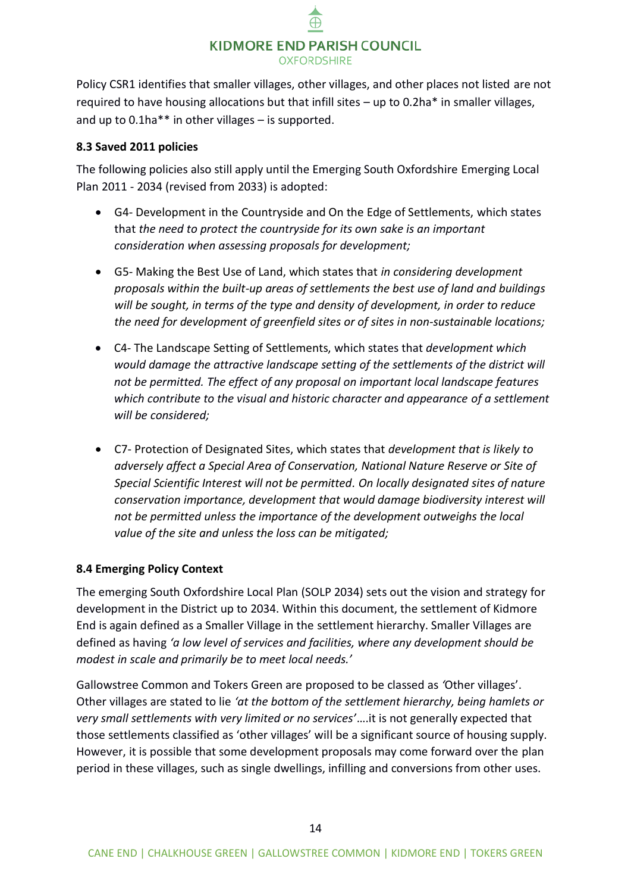Policy CSR1 identifies that smaller villages, other villages, and other places not listed are not required to have housing allocations but that infill sites – up to 0.2ha* in smaller villages, and up to 0.1ha** in other villages – is supported.

### 8.3 Saved 2011 policies

The following policies also still apply until the Emerging South Oxfordshire Emerging Local Plan 2011 - 2034 (revised from 2033) is adopted:

- G4- Development in the Countryside and On the Edge of Settlements, which states that *the need to protect the countryside for its own sake is an important consideration when assessing proposals for development;*
- G5- Making the Best Use of Land, which states that *in considering development proposals within the built-up areas of settlements the best use of land and buildings will be sought, in terms of the type and density of development, in order to reduce the need for development of greenfield sites or of sites in non-sustainable locations;*
- C4- The Landscape Setting of Settlements, which states that *development which would damage the attractive landscape setting of the settlements of the district will not be permitted. The effect of any proposal on important local landscape features which contribute to the visual and historic character and appearance of a settlement will be considered;*
- C7- Protection of Designated Sites, which states that *development that is likely to adversely affect a Special Area of Conservation, National Nature Reserve or Site of Special Scientific Interest will not be permitted. On locally designated sites of nature conservation importance, development that would damage biodiversity interest will not be permitted unless the importance of the development outweighs the local value of the site and unless the loss can be mitigated;*

### 8.4 Emerging Policy Context

The emerging South Oxfordshire Local Plan (SOLP 2034) sets out the vision and strategy for development in the District up to 2034. Within this document, the settlement of Kidmore End is again defined as a Smaller Village in the settlement hierarchy. Smaller Villages are defined as having *'a low level of services and facilities, where any development should be modest in scale and primarily be to meet local needs.'*

Gallowstree Common and Tokers Green are proposed to be classed as *'*Other villages'. Other villages are stated to lie *'at the bottom of the settlement hierarchy, being hamlets or very small settlements with very limited or no services'*….it is not generally expected that those settlements classified as 'other villages' will be a significant source of housing supply. However, it is possible that some development proposals may come forward over the plan period in these villages, such as single dwellings, infilling and conversions from other uses.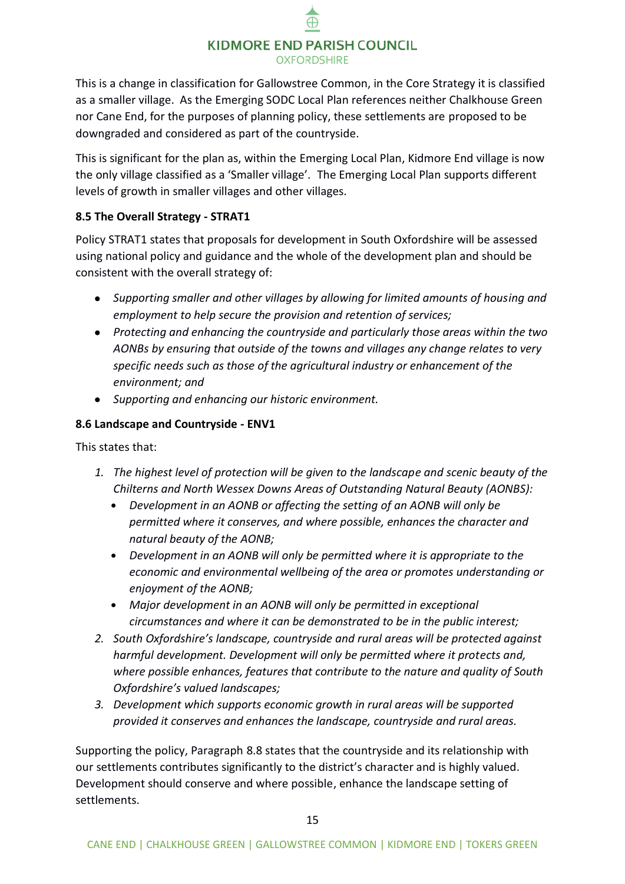This is a change in classification for Gallowstree Common, in the Core Strategy it is classified as a smaller village. As the Emerging SODC Local Plan references neither Chalkhouse Green nor Cane End, for the purposes of planning policy, these settlements are proposed to be downgraded and considered as part of the countryside.

This is significant for the plan as, within the Emerging Local Plan, Kidmore End village is now the only village classified as a 'Smaller village'. The Emerging Local Plan supports different levels of growth in smaller villages and other villages.

**8.5 The Overall Strategy - STRAT1**

Policy STRAT1 states that proposals for development in South Oxfordshire will be assessed using national policy and guidance and the whole of the development plan and should be consistent with the overall strategy of:

- *Supporting smaller and other villages by allowing for limited amounts of housing and employment to help secure the provision and retention of services;*
- *Protecting and enhancing the countryside and particularly those areas within the two AONBs by ensuring that outside of the towns and villages any change relates to very specific needs such as those of the agricultural industry or enhancement of the environment; and*
- *Supporting and enhancing our historic environment.*

**8.6 Landscape and Countryside - ENV1**

This states that:

1. *The highest level of protection will be given to the landscape and scenic beauty of the Chilterns and North Wessex Downs Areas of Outstanding Natural Beauty (AONBS):*
   - *Development in an AONB or affecting the setting of an AONB will only be permitted where it conserves, and where possible, enhances the character and natural beauty of the AONB;*
   - *Development in an AONB will only be permitted where it is appropriate to the economic and environmental wellbeing of the area or promotes understanding or enjoyment of the AONB;*
   - *Major development in an AONB will only be permitted in exceptional circumstances and where it can be demonstrated to be in the public interest;*
2. *South Oxfordshire's landscape, countryside and rural areas will be protected against harmful development. Development will only be permitted where it protects and, where possible enhances, features that contribute to the nature and quality of South Oxfordshire's valued landscapes;*
3. *Development which supports economic growth in rural areas will be supported provided it conserves and enhances the landscape, countryside and rural areas.*

Supporting the policy, Paragraph 8.8 states that the countryside and its relationship with our settlements contributes significantly to the district's character and is highly valued. Development should conserve and where possible, enhance the landscape setting of settlements.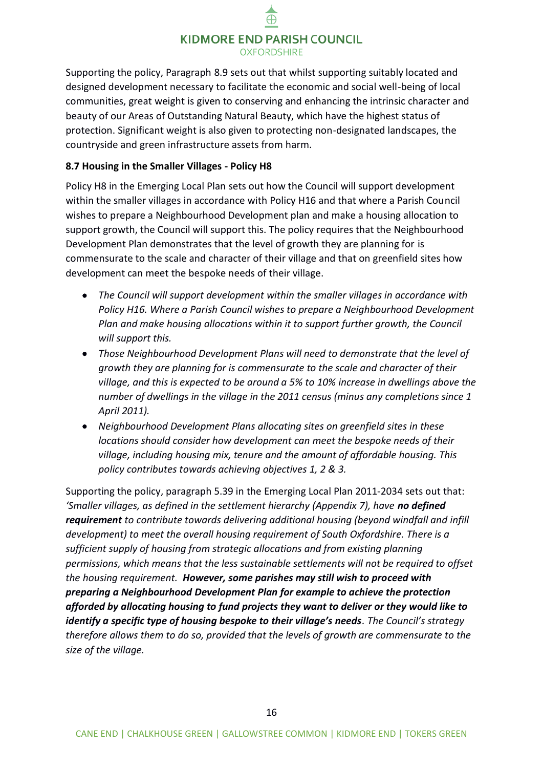Supporting the policy, Paragraph 8.9 sets out that whilst supporting suitably located and designed development necessary to facilitate the economic and social well-being of local communities, great weight is given to conserving and enhancing the intrinsic character and beauty of our Areas of Outstanding Natural Beauty, which have the highest status of protection. Significant weight is also given to protecting non-designated landscapes, the countryside and green infrastructure assets from harm.

**8.7 Housing in the Smaller Villages - Policy H8**

Policy H8 in the Emerging Local Plan sets out how the Council will support development within the smaller villages in accordance with Policy H16 and that where a Parish Council wishes to prepare a Neighbourhood Development plan and make a housing allocation to support growth, the Council will support this. The policy requires that the Neighbourhood Development Plan demonstrates that the level of growth they are planning for is commensurate to the scale and character of their village and that on greenfield sites how development can meet the bespoke needs of their village.

- *The Council will support development within the smaller villages in accordance with Policy H16. Where a Parish Council wishes to prepare a Neighbourhood Development Plan and make housing allocations within it to support further growth, the Council will support this.*
- *Those Neighbourhood Development Plans will need to demonstrate that the level of growth they are planning for is commensurate to the scale and character of their village, and this is expected to be around a 5% to 10% increase in dwellings above the number of dwellings in the village in the 2011 census (minus any completions since 1 April 2011).*
- *Neighbourhood Development Plans allocating sites on greenfield sites in these locations should consider how development can meet the bespoke needs of their village, including housing mix, tenure and the amount of affordable housing. This policy contributes towards achieving objectives 1, 2 & 3.*

Supporting the policy, paragraph 5.39 in the Emerging Local Plan 2011-2034 sets out that: *'Smaller villages, as defined in the settlement hierarchy (Appendix 7), have **no defined requirement** to contribute towards delivering additional housing (beyond windfall and infill development) to meet the overall housing requirement of South Oxfordshire. There is a sufficient supply of housing from strategic allocations and from existing planning permissions, which means that the less sustainable settlements will not be required to offset the housing requirement. **However, some parishes may still wish to proceed with preparing a Neighbourhood Development Plan for example to achieve the protection afforded by allocating housing to fund projects they want to deliver or they would like to identify a specific type of housing bespoke to their village's needs**. The Council's strategy therefore allows them to do so, provided that the levels of growth are commensurate to the size of the village.*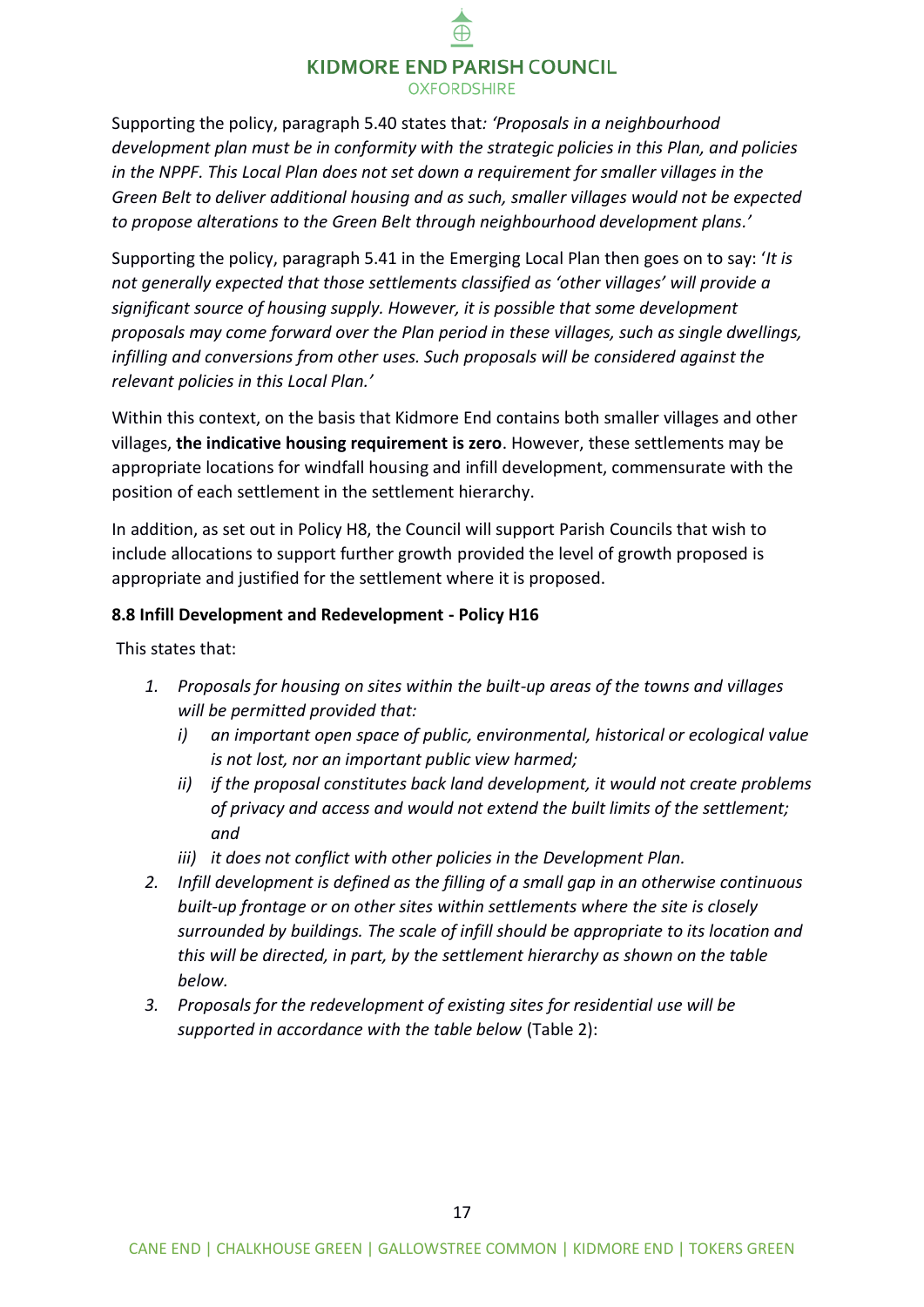Supporting the policy, paragraph 5.40 states that*: ‘Proposals in a neighbourhood development plan must be in conformity with the strategic policies in this Plan, and policies in the NPPF. This Local Plan does not set down a requirement for smaller villages in the Green Belt to deliver additional housing and as such, smaller villages would not be expected to propose alterations to the Green Belt through neighbourhood development plans.’*

Supporting the policy, paragraph 5.41 in the Emerging Local Plan then goes on to say: ‘*It is not generally expected that those settlements classified as ‘other villages’ will provide a significant source of housing supply. However, it is possible that some development proposals may come forward over the Plan period in these villages, such as single dwellings, infilling and conversions from other uses. Such proposals will be considered against the relevant policies in this Local Plan.’*

Within this context, on the basis that Kidmore End contains both smaller villages and other villages, **the indicative housing requirement is zero**. However, these settlements may be appropriate locations for windfall housing and infill development, commensurate with the position of each settlement in the settlement hierarchy.

In addition, as set out in Policy H8, the Council will support Parish Councils that wish to include allocations to support further growth provided the level of growth proposed is appropriate and justified for the settlement where it is proposed.

**8.8 Infill Development and Redevelopment - Policy H16**

This states that:

1. *Proposals for housing on sites within the built-up areas of the towns and villages will be permitted provided that:*
   i) *an important open space of public, environmental, historical or ecological value is not lost, nor an important public view harmed;*
   ii) *if the proposal constitutes back land development, it would not create problems of privacy and access and would not extend the built limits of the settlement; and*
   iii) *it does not conflict with other policies in the Development Plan.*
2. *Infill development is defined as the filling of a small gap in an otherwise continuous built-up frontage or on other sites within settlements where the site is closely surrounded by buildings. The scale of infill should be appropriate to its location and this will be directed, in part, by the settlement hierarchy as shown on the table below.*
3. *Proposals for the redevelopment of existing sites for residential use will be supported in accordance with the table below* (Table 2):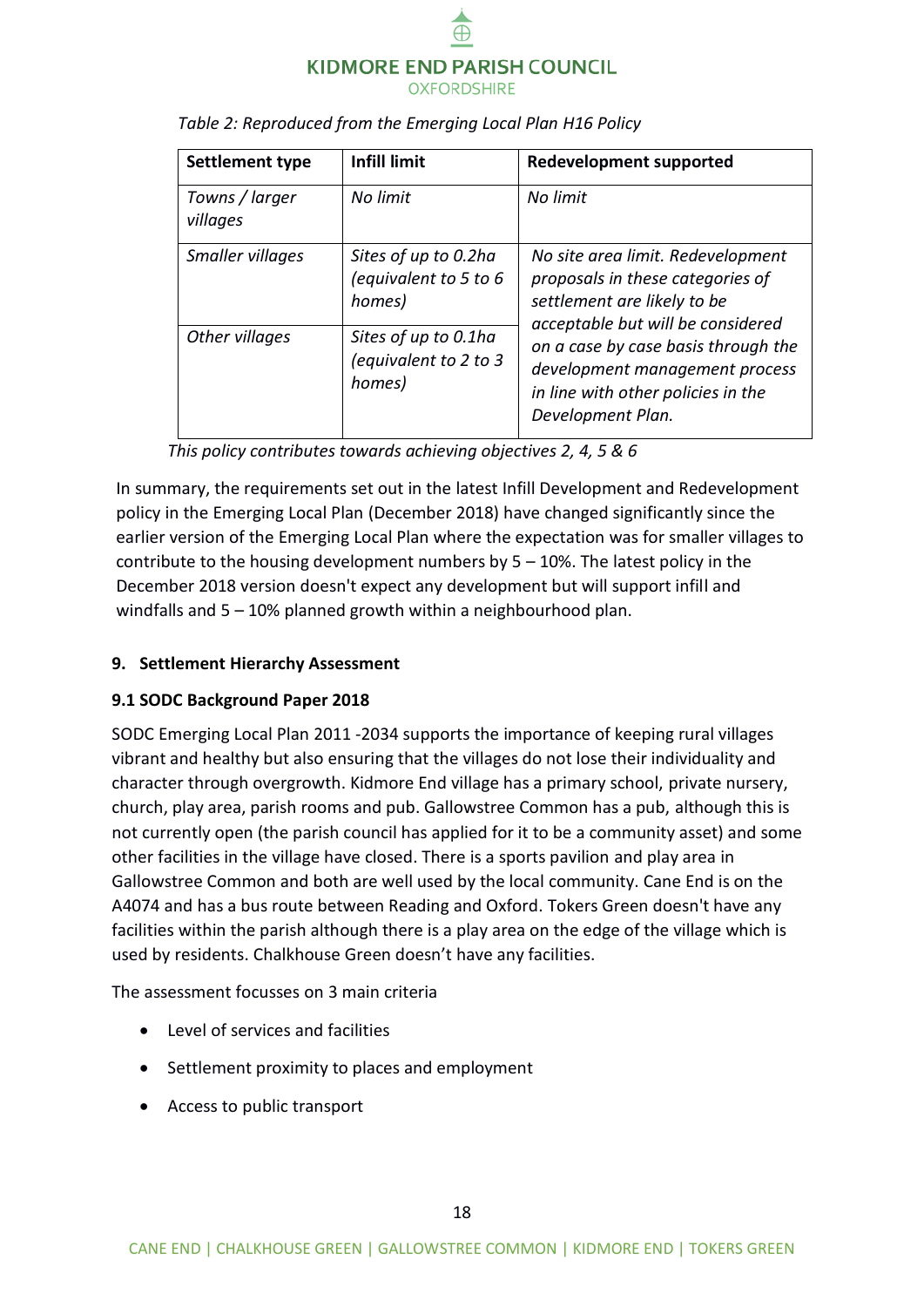*Table 2: Reproduced from the Emerging Local Plan H16 Policy*

| Settlement type | Infill limit | Redevelopment supported |
|---|---|---|
| *Towns / larger villages* | *No limit* | *No limit* |
| *Smaller villages* | *Sites of up to 0.2ha (equivalent to 5 to 6 homes)* | *No site area limit. Redevelopment proposals in these categories of settlement are likely to be acceptable but will be considered on a case by case basis through the development management process in line with other policies in the Development Plan.* |
| *Other villages* | *Sites of up to 0.1ha (equivalent to 2 to 3 homes)* | |

*This policy contributes towards achieving objectives 2, 4, 5 & 6*

In summary, the requirements set out in the latest Infill Development and Redevelopment policy in the Emerging Local Plan (December 2018) have changed significantly since the earlier version of the Emerging Local Plan where the expectation was for smaller villages to contribute to the housing development numbers by 5 – 10%. The latest policy in the December 2018 version doesn't expect any development but will support infill and windfalls and 5 – 10% planned growth within a neighbourhood plan.

## 9. Settlement Hierarchy Assessment

### 9.1 SODC Background Paper 2018

SODC Emerging Local Plan 2011 -2034 supports the importance of keeping rural villages vibrant and healthy but also ensuring that the villages do not lose their individuality and character through overgrowth. Kidmore End village has a primary school, private nursery, church, play area, parish rooms and pub. Gallowstree Common has a pub, although this is not currently open (the parish council has applied for it to be a community asset) and some other facilities in the village have closed. There is a sports pavilion and play area in Gallowstree Common and both are well used by the local community. Cane End is on the A4074 and has a bus route between Reading and Oxford. Tokers Green doesn't have any facilities within the parish although there is a play area on the edge of the village which is used by residents. Chalkhouse Green doesn't have any facilities.

The assessment focusses on 3 main criteria

- Level of services and facilities
- Settlement proximity to places and employment
- Access to public transport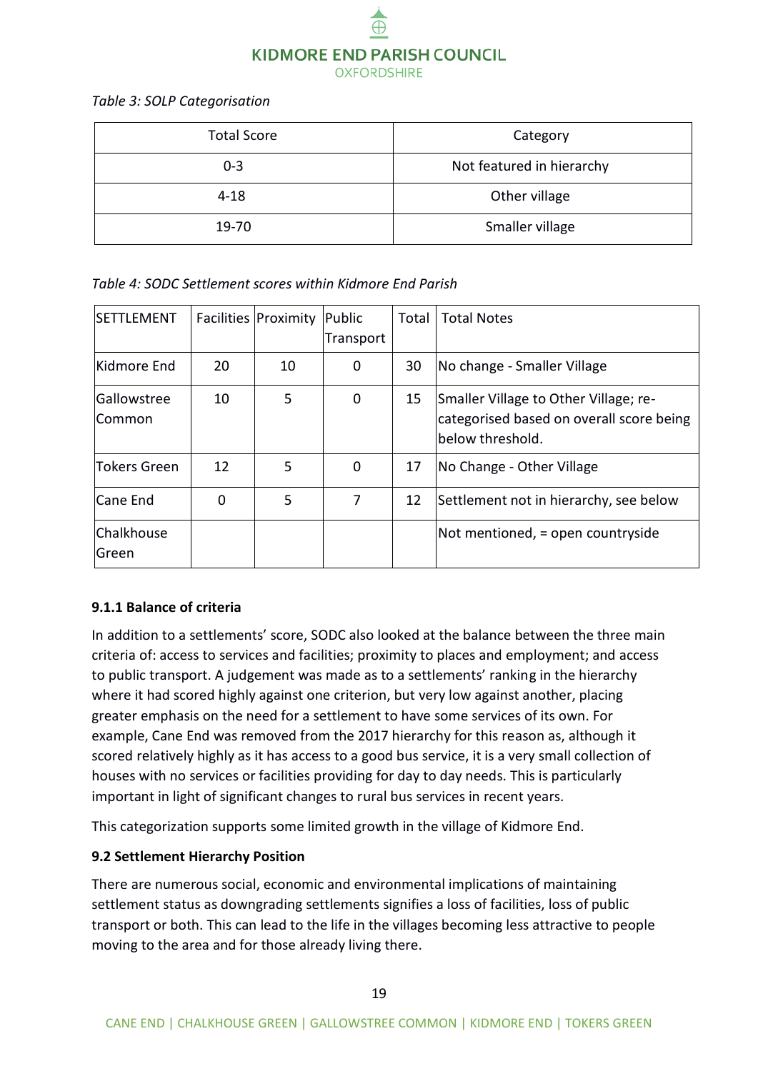*Table 3: SOLP Categorisation*

| Total Score | Category |
|---|---|
| 0-3 | Not featured in hierarchy |
| 4-18 | Other village |
| 19-70 | Smaller village |

*Table 4: SODC Settlement scores within Kidmore End Parish*

| SETTLEMENT | Facilities | Proximity | Public Transport | Total | Total Notes |
|---|---|---|---|---|---|
| Kidmore End | 20 | 10 | 0 | 30 | No change - Smaller Village |
| Gallowstree Common | 10 | 5 | 0 | 15 | Smaller Village to Other Village; re-categorised based on overall score being below threshold. |
| Tokers Green | 12 | 5 | 0 | 17 | No Change - Other Village |
| Cane End | 0 | 5 | 7 | 12 | Settlement not in hierarchy, see below |
| Chalkhouse Green | | | | | Not mentioned, = open countryside |

#### 9.1.1 Balance of criteria

In addition to a settlements' score, SODC also looked at the balance between the three main criteria of: access to services and facilities; proximity to places and employment; and access to public transport. A judgement was made as to a settlements' ranking in the hierarchy where it had scored highly against one criterion, but very low against another, placing greater emphasis on the need for a settlement to have some services of its own. For example, Cane End was removed from the 2017 hierarchy for this reason as, although it scored relatively highly as it has access to a good bus service, it is a very small collection of houses with no services or facilities providing for day to day needs. This is particularly important in light of significant changes to rural bus services in recent years.

This categorization supports some limited growth in the village of Kidmore End.

### 9.2 Settlement Hierarchy Position

There are numerous social, economic and environmental implications of maintaining settlement status as downgrading settlements signifies a loss of facilities, loss of public transport or both. This can lead to the life in the villages becoming less attractive to people moving to the area and for those already living there.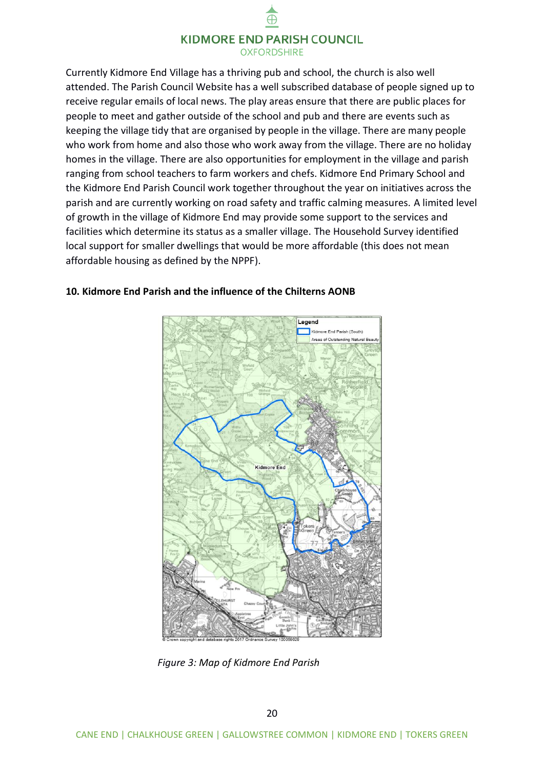Currently Kidmore End Village has a thriving pub and school, the church is also well attended. The Parish Council Website has a well subscribed database of people signed up to receive regular emails of local news. The play areas ensure that there are public places for people to meet and gather outside of the school and pub and there are events such as keeping the village tidy that are organised by people in the village. There are many people who work from home and also those who work away from the village. There are no holiday homes in the village. There are also opportunities for employment in the village and parish ranging from school teachers to farm workers and chefs. Kidmore End Primary School and the Kidmore End Parish Council work together throughout the year on initiatives across the parish and are currently working on road safety and traffic calming measures. A limited level of growth in the village of Kidmore End may provide some support to the services and facilities which determine its status as a smaller village. The Household Survey identified local support for smaller dwellings that would be more affordable (this does not mean affordable housing as defined by the NPPF).

**10. Kidmore End Parish and the influence of the Chilterns AONB**

*Figure 3: Map of Kidmore End Parish*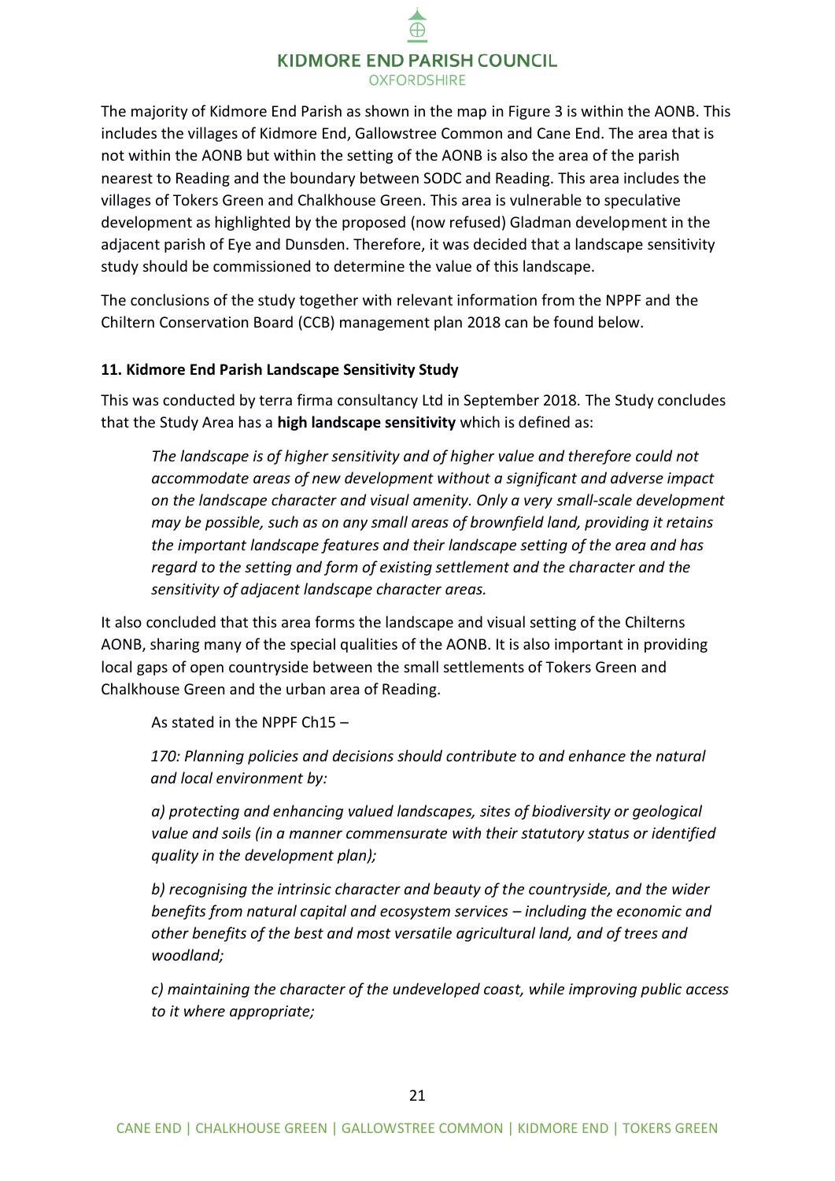The majority of Kidmore End Parish as shown in the map in Figure 3 is within the AONB. This includes the villages of Kidmore End, Gallowstree Common and Cane End. The area that is not within the AONB but within the setting of the AONB is also the area of the parish nearest to Reading and the boundary between SODC and Reading. This area includes the villages of Tokers Green and Chalkhouse Green. This area is vulnerable to speculative development as highlighted by the proposed (now refused) Gladman development in the adjacent parish of Eye and Dunsden. Therefore, it was decided that a landscape sensitivity study should be commissioned to determine the value of this landscape.

The conclusions of the study together with relevant information from the NPPF and the Chiltern Conservation Board (CCB) management plan 2018 can be found below.

### 11. Kidmore End Parish Landscape Sensitivity Study

This was conducted by terra firma consultancy Ltd in September 2018. The Study concludes that the Study Area has a **high landscape sensitivity** which is defined as:

> *The landscape is of higher sensitivity and of higher value and therefore could not accommodate areas of new development without a significant and adverse impact on the landscape character and visual amenity. Only a very small-scale development may be possible, such as on any small areas of brownfield land, providing it retains the important landscape features and their landscape setting of the area and has regard to the setting and form of existing settlement and the character and the sensitivity of adjacent landscape character areas.*

It also concluded that this area forms the landscape and visual setting of the Chilterns AONB, sharing many of the special qualities of the AONB. It is also important in providing local gaps of open countryside between the small settlements of Tokers Green and Chalkhouse Green and the urban area of Reading.

> As stated in the NPPF Ch15 –
>
> *170: Planning policies and decisions should contribute to and enhance the natural and local environment by:*
>
> *a) protecting and enhancing valued landscapes, sites of biodiversity or geological value and soils (in a manner commensurate with their statutory status or identified quality in the development plan);*
>
> *b) recognising the intrinsic character and beauty of the countryside, and the wider benefits from natural capital and ecosystem services – including the economic and other benefits of the best and most versatile agricultural land, and of trees and woodland;*
>
> *c) maintaining the character of the undeveloped coast, while improving public access to it where appropriate;*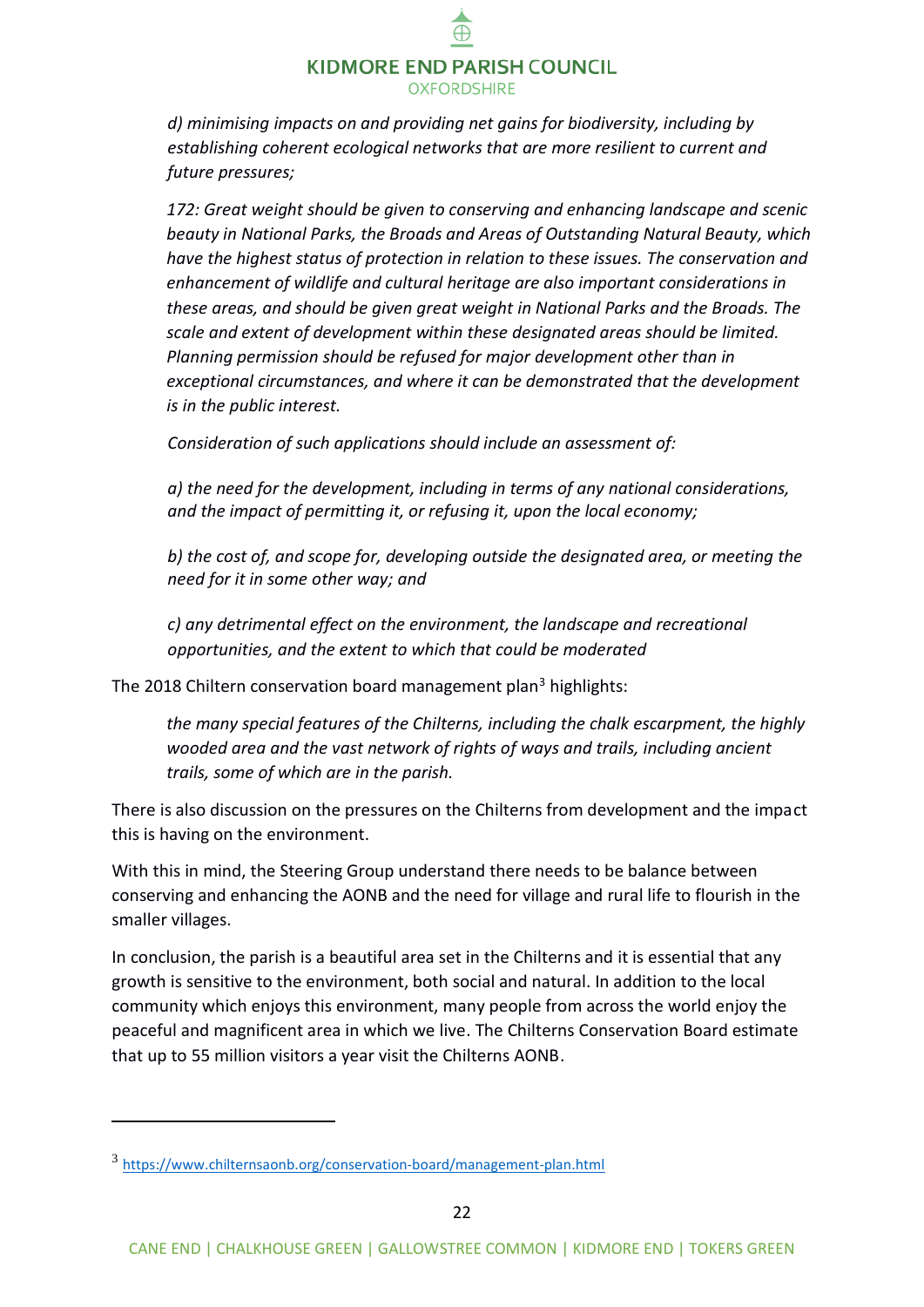*d) minimising impacts on and providing net gains for biodiversity, including by establishing coherent ecological networks that are more resilient to current and future pressures;*

*172: Great weight should be given to conserving and enhancing landscape and scenic beauty in National Parks, the Broads and Areas of Outstanding Natural Beauty, which have the highest status of protection in relation to these issues. The conservation and enhancement of wildlife and cultural heritage are also important considerations in these areas, and should be given great weight in National Parks and the Broads. The scale and extent of development within these designated areas should be limited. Planning permission should be refused for major development other than in exceptional circumstances, and where it can be demonstrated that the development is in the public interest.*

*Consideration of such applications should include an assessment of:*

*a) the need for the development, including in terms of any national considerations, and the impact of permitting it, or refusing it, upon the local economy;*

*b) the cost of, and scope for, developing outside the designated area, or meeting the need for it in some other way; and*

*c) any detrimental effect on the environment, the landscape and recreational opportunities, and the extent to which that could be moderated*

The 2018 Chiltern conservation board management plan[3] highlights:

*the many special features of the Chilterns, including the chalk escarpment, the highly wooded area and the vast network of rights of ways and trails, including ancient trails, some of which are in the parish.*

There is also discussion on the pressures on the Chilterns from development and the impact this is having on the environment.

With this in mind, the Steering Group understand there needs to be balance between conserving and enhancing the AONB and the need for village and rural life to flourish in the smaller villages.

In conclusion, the parish is a beautiful area set in the Chilterns and it is essential that any growth is sensitive to the environment, both social and natural. In addition to the local community which enjoys this environment, many people from across the world enjoy the peaceful and magnificent area in which we live. The Chilterns Conservation Board estimate that up to 55 million visitors a year visit the Chilterns AONB.

---

[3] https://www.chilternsaonb.org/conservation-board/management-plan.html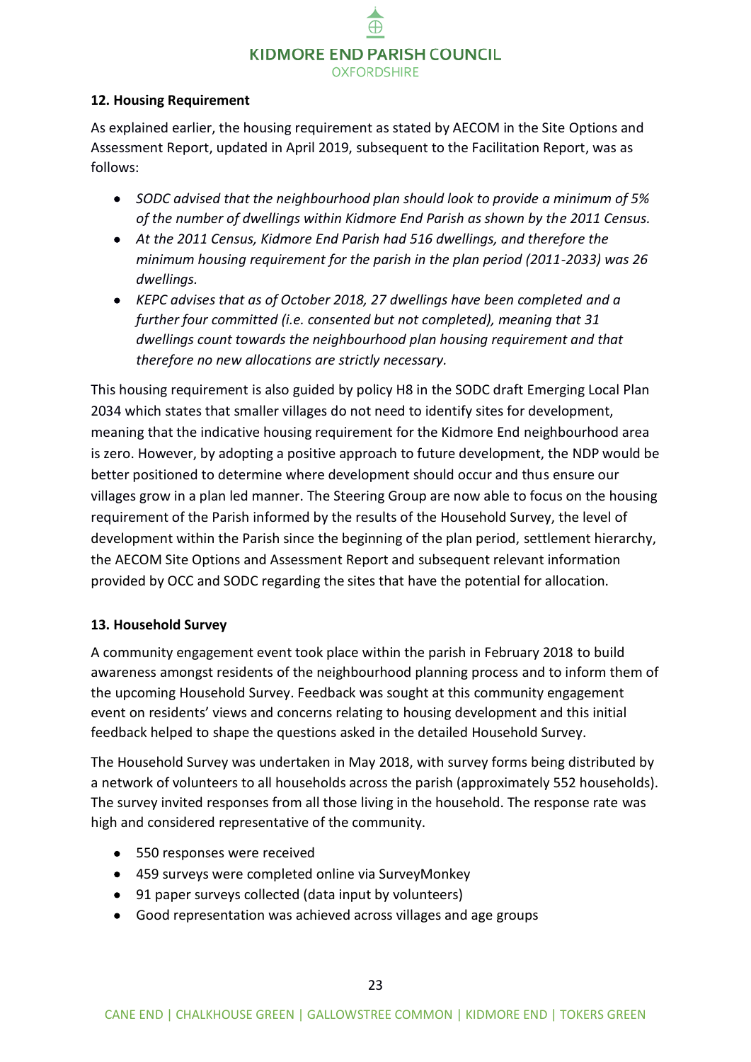## 12. Housing Requirement

As explained earlier, the housing requirement as stated by AECOM in the Site Options and Assessment Report, updated in April 2019, subsequent to the Facilitation Report, was as follows:

- *SODC advised that the neighbourhood plan should look to provide a minimum of 5% of the number of dwellings within Kidmore End Parish as shown by the 2011 Census.*
- *At the 2011 Census, Kidmore End Parish had 516 dwellings, and therefore the minimum housing requirement for the parish in the plan period (2011-2033) was 26 dwellings.*
- *KEPC advises that as of October 2018, 27 dwellings have been completed and a further four committed (i.e. consented but not completed), meaning that 31 dwellings count towards the neighbourhood plan housing requirement and that therefore no new allocations are strictly necessary.*

This housing requirement is also guided by policy H8 in the SODC draft Emerging Local Plan 2034 which states that smaller villages do not need to identify sites for development, meaning that the indicative housing requirement for the Kidmore End neighbourhood area is zero. However, by adopting a positive approach to future development, the NDP would be better positioned to determine where development should occur and thus ensure our villages grow in a plan led manner. The Steering Group are now able to focus on the housing requirement of the Parish informed by the results of the Household Survey, the level of development within the Parish since the beginning of the plan period, settlement hierarchy, the AECOM Site Options and Assessment Report and subsequent relevant information provided by OCC and SODC regarding the sites that have the potential for allocation.

## 13. Household Survey

A community engagement event took place within the parish in February 2018 to build awareness amongst residents of the neighbourhood planning process and to inform them of the upcoming Household Survey. Feedback was sought at this community engagement event on residents' views and concerns relating to housing development and this initial feedback helped to shape the questions asked in the detailed Household Survey.

The Household Survey was undertaken in May 2018, with survey forms being distributed by a network of volunteers to all households across the parish (approximately 552 households). The survey invited responses from all those living in the household. The response rate was high and considered representative of the community.

- 550 responses were received
- 459 surveys were completed online via SurveyMonkey
- 91 paper surveys collected (data input by volunteers)
- Good representation was achieved across villages and age groups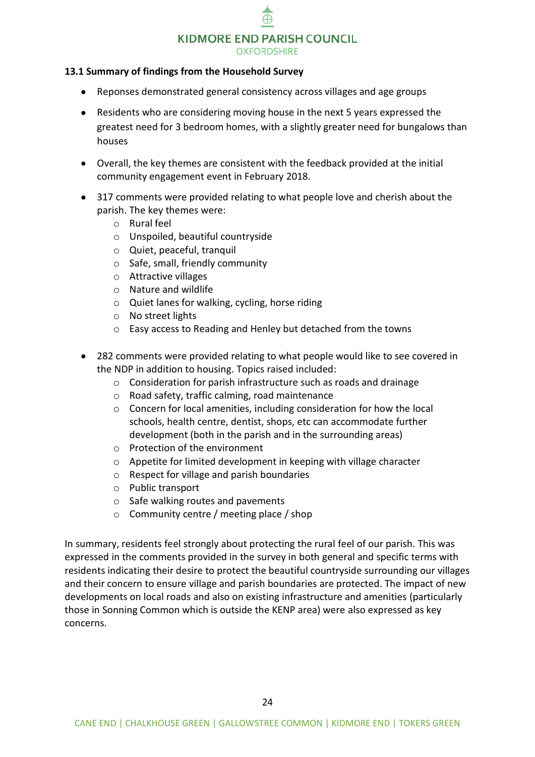### 13.1 Summary of findings from the Household Survey

- Reponses demonstrated general consistency across villages and age groups
- Residents who are considering moving house in the next 5 years expressed the greatest need for 3 bedroom homes, with a slightly greater need for bungalows than houses
- Overall, the key themes are consistent with the feedback provided at the initial community engagement event in February 2018.
- 317 comments were provided relating to what people love and cherish about the parish. The key themes were:
  - Rural feel
  - Unspoiled, beautiful countryside
  - Quiet, peaceful, tranquil
  - Safe, small, friendly community
  - Attractive villages
  - Nature and wildlife
  - Quiet lanes for walking, cycling, horse riding
  - No street lights
  - Easy access to Reading and Henley but detached from the towns
- 282 comments were provided relating to what people would like to see covered in the NDP in addition to housing. Topics raised included:
  - Consideration for parish infrastructure such as roads and drainage
  - Road safety, traffic calming, road maintenance
  - Concern for local amenities, including consideration for how the local schools, health centre, dentist, shops, etc can accommodate further development (both in the parish and in the surrounding areas)
  - Protection of the environment
  - Appetite for limited development in keeping with village character
  - Respect for village and parish boundaries
  - Public transport
  - Safe walking routes and pavements
  - Community centre / meeting place / shop

In summary, residents feel strongly about protecting the rural feel of our parish. This was expressed in the comments provided in the survey in both general and specific terms with residents indicating their desire to protect the beautiful countryside surrounding our villages and their concern to ensure village and parish boundaries are protected. The impact of new developments on local roads and also on existing infrastructure and amenities (particularly those in Sonning Common which is outside the KENP area) were also expressed as key concerns.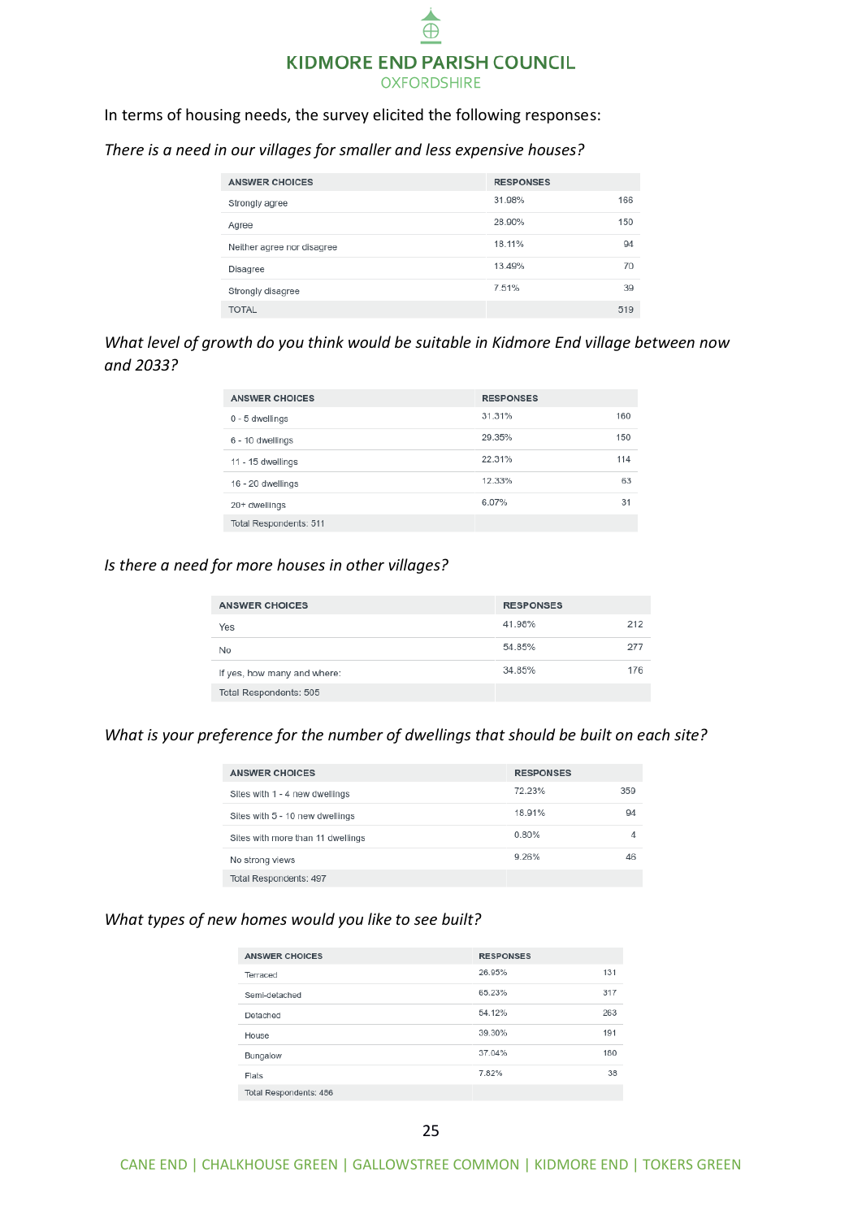In terms of housing needs, the survey elicited the following responses:

*There is a need in our villages for smaller and less expensive houses?*

| ANSWER CHOICES | RESPONSES | |
|---|---|---|
| Strongly agree | 31.98% | 166 |
| Agree | 28.90% | 150 |
| Neither agree nor disagree | 18.11% | 94 |
| Disagree | 13.49% | 70 |
| Strongly disagree | 7.51% | 39 |
| TOTAL | | 519 |

*What level of growth do you think would be suitable in Kidmore End village between now and 2033?*

| ANSWER CHOICES | RESPONSES | |
|---|---|---|
| 0 - 5 dwellings | 31.31% | 160 |
| 6 - 10 dwellings | 29.35% | 150 |
| 11 - 15 dwellings | 22.31% | 114 |
| 16 - 20 dwellings | 12.33% | 63 |
| 20+ dwellings | 6.07% | 31 |
| Total Respondents: 511 | | |

*Is there a need for more houses in other villages?*

| ANSWER CHOICES | RESPONSES | |
|---|---|---|
| Yes | 41.98% | 212 |
| No | 54.85% | 277 |
| If yes, how many and where: | 34.85% | 176 |
| Total Respondents: 505 | | |

*What is your preference for the number of dwellings that should be built on each site?*

| ANSWER CHOICES | RESPONSES | |
|---|---|---|
| Sites with 1 - 4 new dwellings | 72.23% | 359 |
| Sites with 5 - 10 new dwellings | 18.91% | 94 |
| Sites with more than 11 dwellings | 0.80% | 4 |
| No strong views | 9.26% | 46 |
| Total Respondents: 497 | | |

*What types of new homes would you like to see built?*

| ANSWER CHOICES | RESPONSES | |
|---|---|---|
| Terraced | 26.95% | 131 |
| Semi-detached | 65.23% | 317 |
| Detached | 54.12% | 263 |
| House | 39.30% | 191 |
| Bungalow | 37.04% | 180 |
| Flats | 7.82% | 38 |
| Total Respondents: 486 | | |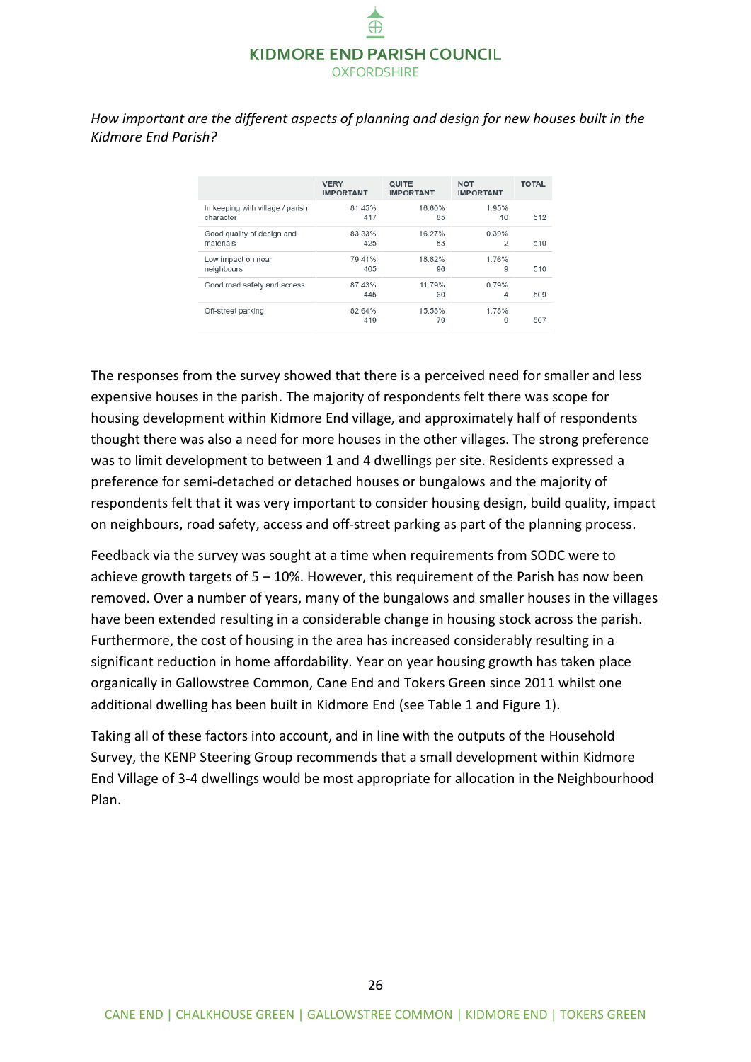*How important are the different aspects of planning and design for new houses built in the Kidmore End Parish?*

| | VERY IMPORTANT | QUITE IMPORTANT | NOT IMPORTANT | TOTAL |
|---|---|---|---|---|
| In keeping with village / parish character | 81.45% 417 | 16.60% 85 | 1.95% 10 | 512 |
| Good quality of design and materials | 83.33% 425 | 16.27% 83 | 0.39% 2 | 510 |
| Low impact on near neighbours | 79.41% 405 | 18.82% 96 | 1.76% 9 | 510 |
| Good road safety and access | 87.43% 445 | 11.79% 60 | 0.79% 4 | 509 |
| Off-street parking | 82.64% 419 | 15.58% 79 | 1.78% 9 | 507 |

The responses from the survey showed that there is a perceived need for smaller and less expensive houses in the parish. The majority of respondents felt there was scope for housing development within Kidmore End village, and approximately half of respondents thought there was also a need for more houses in the other villages. The strong preference was to limit development to between 1 and 4 dwellings per site. Residents expressed a preference for semi-detached or detached houses or bungalows and the majority of respondents felt that it was very important to consider housing design, build quality, impact on neighbours, road safety, access and off-street parking as part of the planning process.

Feedback via the survey was sought at a time when requirements from SODC were to achieve growth targets of 5 – 10%. However, this requirement of the Parish has now been removed. Over a number of years, many of the bungalows and smaller houses in the villages have been extended resulting in a considerable change in housing stock across the parish. Furthermore, the cost of housing in the area has increased considerably resulting in a significant reduction in home affordability. Year on year housing growth has taken place organically in Gallowstree Common, Cane End and Tokers Green since 2011 whilst one additional dwelling has been built in Kidmore End (see Table 1 and Figure 1).

Taking all of these factors into account, and in line with the outputs of the Household Survey, the KENP Steering Group recommends that a small development within Kidmore End Village of 3-4 dwellings would be most appropriate for allocation in the Neighbourhood Plan.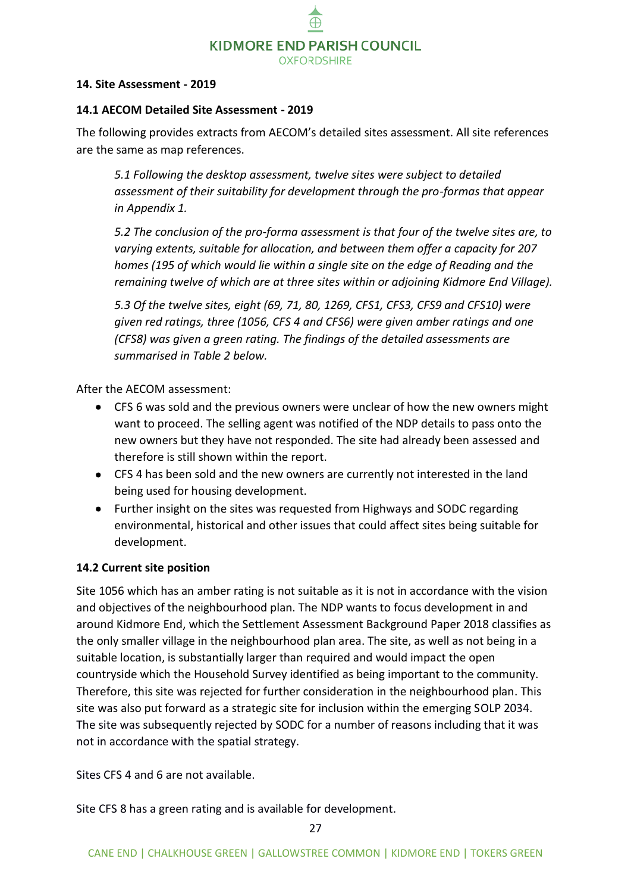## 14. Site Assessment - 2019

### 14.1 AECOM Detailed Site Assessment - 2019

The following provides extracts from AECOM's detailed sites assessment. All site references are the same as map references.

> *5.1 Following the desktop assessment, twelve sites were subject to detailed assessment of their suitability for development through the pro-formas that appear in Appendix 1.*
>
> *5.2 The conclusion of the pro-forma assessment is that four of the twelve sites are, to varying extents, suitable for allocation, and between them offer a capacity for 207 homes (195 of which would lie within a single site on the edge of Reading and the remaining twelve of which are at three sites within or adjoining Kidmore End Village).*
>
> *5.3 Of the twelve sites, eight (69, 71, 80, 1269, CFS1, CFS3, CFS9 and CFS10) were given red ratings, three (1056, CFS 4 and CFS6) were given amber ratings and one (CFS8) was given a green rating. The findings of the detailed assessments are summarised in Table 2 below.*

After the AECOM assessment:

- CFS 6 was sold and the previous owners were unclear of how the new owners might want to proceed. The selling agent was notified of the NDP details to pass onto the new owners but they have not responded. The site had already been assessed and therefore is still shown within the report.
- CFS 4 has been sold and the new owners are currently not interested in the land being used for housing development.
- Further insight on the sites was requested from Highways and SODC regarding environmental, historical and other issues that could affect sites being suitable for development.

### 14.2 Current site position

Site 1056 which has an amber rating is not suitable as it is not in accordance with the vision and objectives of the neighbourhood plan. The NDP wants to focus development in and around Kidmore End, which the Settlement Assessment Background Paper 2018 classifies as the only smaller village in the neighbourhood plan area. The site, as well as not being in a suitable location, is substantially larger than required and would impact the open countryside which the Household Survey identified as being important to the community. Therefore, this site was rejected for further consideration in the neighbourhood plan. This site was also put forward as a strategic site for inclusion within the emerging SOLP 2034. The site was subsequently rejected by SODC for a number of reasons including that it was not in accordance with the spatial strategy.

Sites CFS 4 and 6 are not available.

Site CFS 8 has a green rating and is available for development.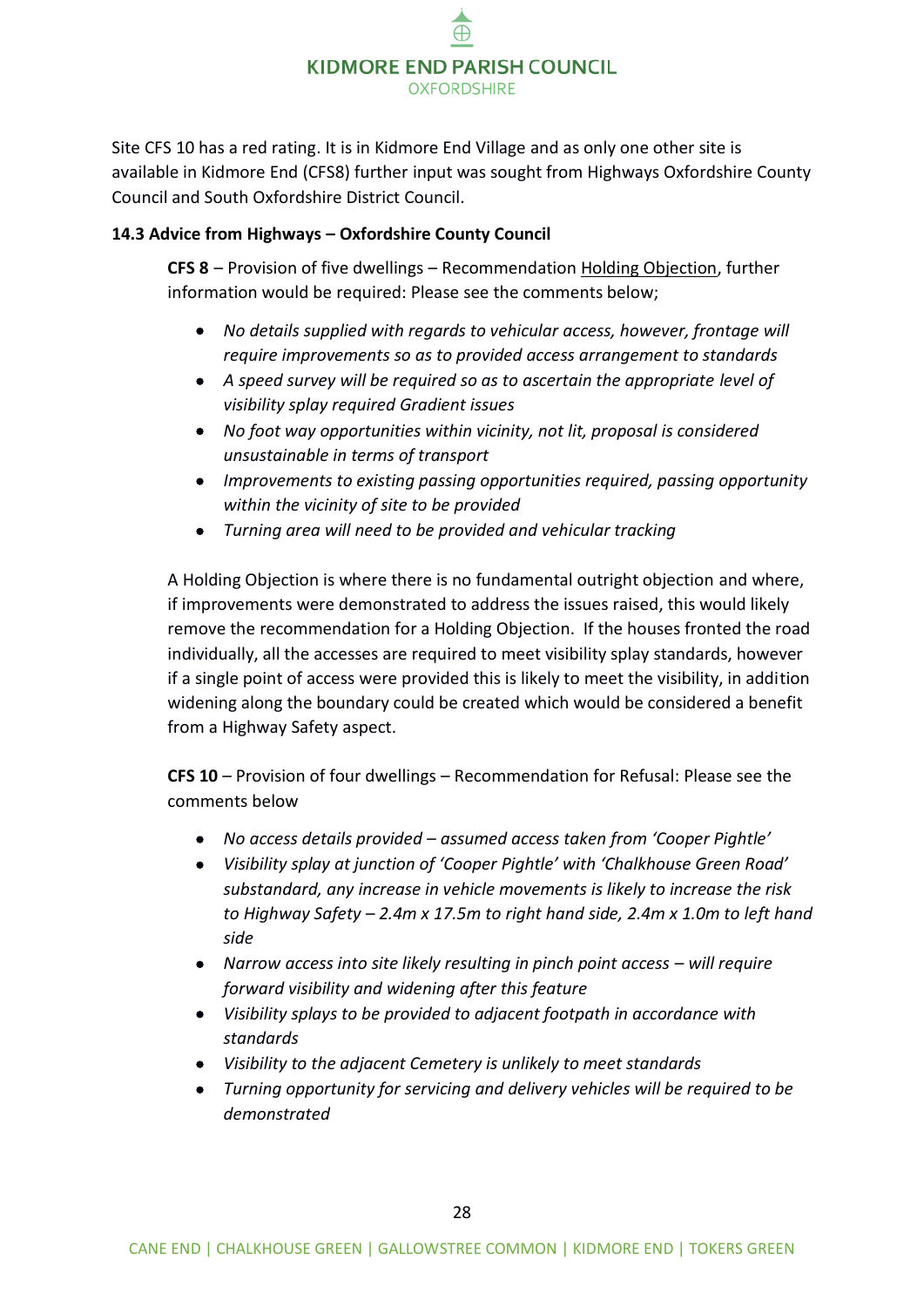Site CFS 10 has a red rating. It is in Kidmore End Village and as only one other site is available in Kidmore End (CFS8) further input was sought from Highways Oxfordshire County Council and South Oxfordshire District Council.

### 14.3 Advice from Highways – Oxfordshire County Council

**CFS 8** – Provision of five dwellings – Recommendation Holding Objection, further information would be required: Please see the comments below;

- *No details supplied with regards to vehicular access, however, frontage will require improvements so as to provided access arrangement to standards*
- *A speed survey will be required so as to ascertain the appropriate level of visibility splay required Gradient issues*
- *No foot way opportunities within vicinity, not lit, proposal is considered unsustainable in terms of transport*
- *Improvements to existing passing opportunities required, passing opportunity within the vicinity of site to be provided*
- *Turning area will need to be provided and vehicular tracking*

A Holding Objection is where there is no fundamental outright objection and where, if improvements were demonstrated to address the issues raised, this would likely remove the recommendation for a Holding Objection. If the houses fronted the road individually, all the accesses are required to meet visibility splay standards, however if a single point of access were provided this is likely to meet the visibility, in addition widening along the boundary could be created which would be considered a benefit from a Highway Safety aspect.

**CFS 10** – Provision of four dwellings – Recommendation for Refusal: Please see the comments below

- *No access details provided – assumed access taken from 'Cooper Pightle'*
- *Visibility splay at junction of 'Cooper Pightle' with 'Chalkhouse Green Road' substandard, any increase in vehicle movements is likely to increase the risk to Highway Safety – 2.4m x 17.5m to right hand side, 2.4m x 1.0m to left hand side*
- *Narrow access into site likely resulting in pinch point access – will require forward visibility and widening after this feature*
- *Visibility splays to be provided to adjacent footpath in accordance with standards*
- *Visibility to the adjacent Cemetery is unlikely to meet standards*
- *Turning opportunity for servicing and delivery vehicles will be required to be demonstrated*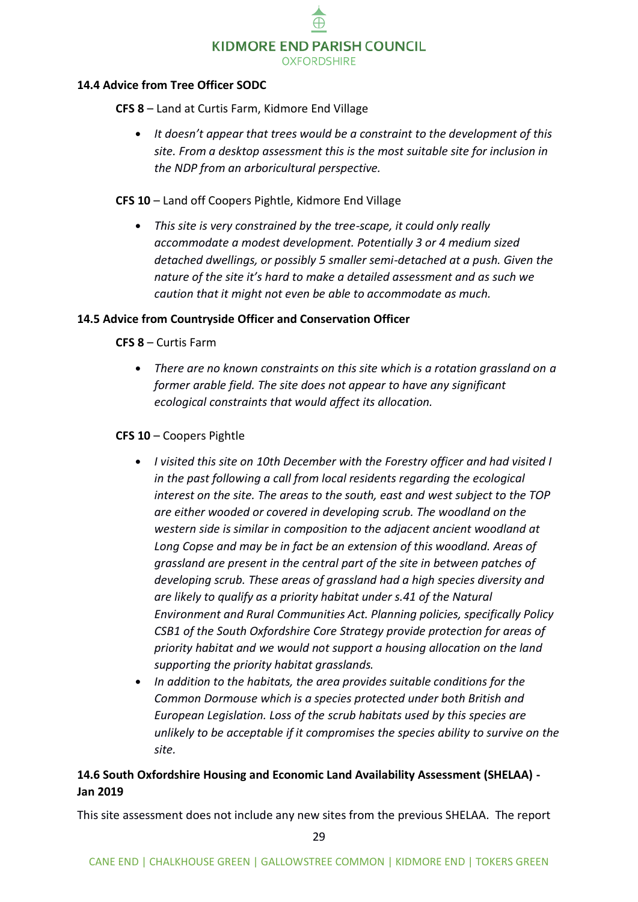### 14.4 Advice from Tree Officer SODC

**CFS 8** – Land at Curtis Farm, Kidmore End Village

- *It doesn't appear that trees would be a constraint to the development of this site. From a desktop assessment this is the most suitable site for inclusion in the NDP from an arboricultural perspective.*

**CFS 10** – Land off Coopers Pightle, Kidmore End Village

- *This site is very constrained by the tree-scape, it could only really accommodate a modest development. Potentially 3 or 4 medium sized detached dwellings, or possibly 5 smaller semi-detached at a push. Given the nature of the site it's hard to make a detailed assessment and as such we caution that it might not even be able to accommodate as much.*

### 14.5 Advice from Countryside Officer and Conservation Officer

**CFS 8** – Curtis Farm

- *There are no known constraints on this site which is a rotation grassland on a former arable field. The site does not appear to have any significant ecological constraints that would affect its allocation.*

**CFS 10** – Coopers Pightle

- *I visited this site on 10th December with the Forestry officer and had visited I in the past following a call from local residents regarding the ecological interest on the site. The areas to the south, east and west subject to the TOP are either wooded or covered in developing scrub. The woodland on the western side is similar in composition to the adjacent ancient woodland at Long Copse and may be in fact be an extension of this woodland. Areas of grassland are present in the central part of the site in between patches of developing scrub. These areas of grassland had a high species diversity and are likely to qualify as a priority habitat under s.41 of the Natural Environment and Rural Communities Act. Planning policies, specifically Policy CSB1 of the South Oxfordshire Core Strategy provide protection for areas of priority habitat and we would not support a housing allocation on the land supporting the priority habitat grasslands.*
- *In addition to the habitats, the area provides suitable conditions for the Common Dormouse which is a species protected under both British and European Legislation. Loss of the scrub habitats used by this species are unlikely to be acceptable if it compromises the species ability to survive on the site.*

### 14.6 South Oxfordshire Housing and Economic Land Availability Assessment (SHELAA) - Jan 2019

This site assessment does not include any new sites from the previous SHELAA. The report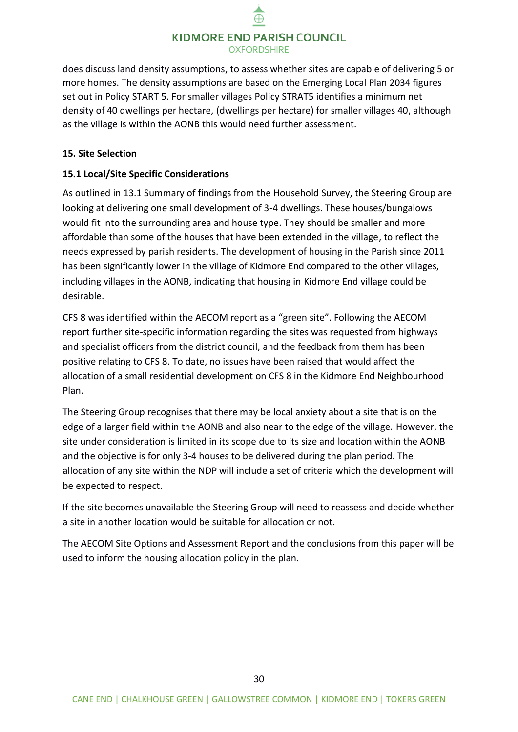does discuss land density assumptions, to assess whether sites are capable of delivering 5 or more homes. The density assumptions are based on the Emerging Local Plan 2034 figures set out in Policy START 5. For smaller villages Policy STRAT5 identifies a minimum net density of 40 dwellings per hectare, (dwellings per hectare) for smaller villages 40, although as the village is within the AONB this would need further assessment.

**15. Site Selection**

**15.1 Local/Site Specific Considerations**

As outlined in 13.1 Summary of findings from the Household Survey, the Steering Group are looking at delivering one small development of 3-4 dwellings. These houses/bungalows would fit into the surrounding area and house type. They should be smaller and more affordable than some of the houses that have been extended in the village, to reflect the needs expressed by parish residents. The development of housing in the Parish since 2011 has been significantly lower in the village of Kidmore End compared to the other villages, including villages in the AONB, indicating that housing in Kidmore End village could be desirable.

CFS 8 was identified within the AECOM report as a "green site". Following the AECOM report further site-specific information regarding the sites was requested from highways and specialist officers from the district council, and the feedback from them has been positive relating to CFS 8. To date, no issues have been raised that would affect the allocation of a small residential development on CFS 8 in the Kidmore End Neighbourhood Plan.

The Steering Group recognises that there may be local anxiety about a site that is on the edge of a larger field within the AONB and also near to the edge of the village. However, the site under consideration is limited in its scope due to its size and location within the AONB and the objective is for only 3-4 houses to be delivered during the plan period. The allocation of any site within the NDP will include a set of criteria which the development will be expected to respect.

If the site becomes unavailable the Steering Group will need to reassess and decide whether a site in another location would be suitable for allocation or not.

The AECOM Site Options and Assessment Report and the conclusions from this paper will be used to inform the housing allocation policy in the plan.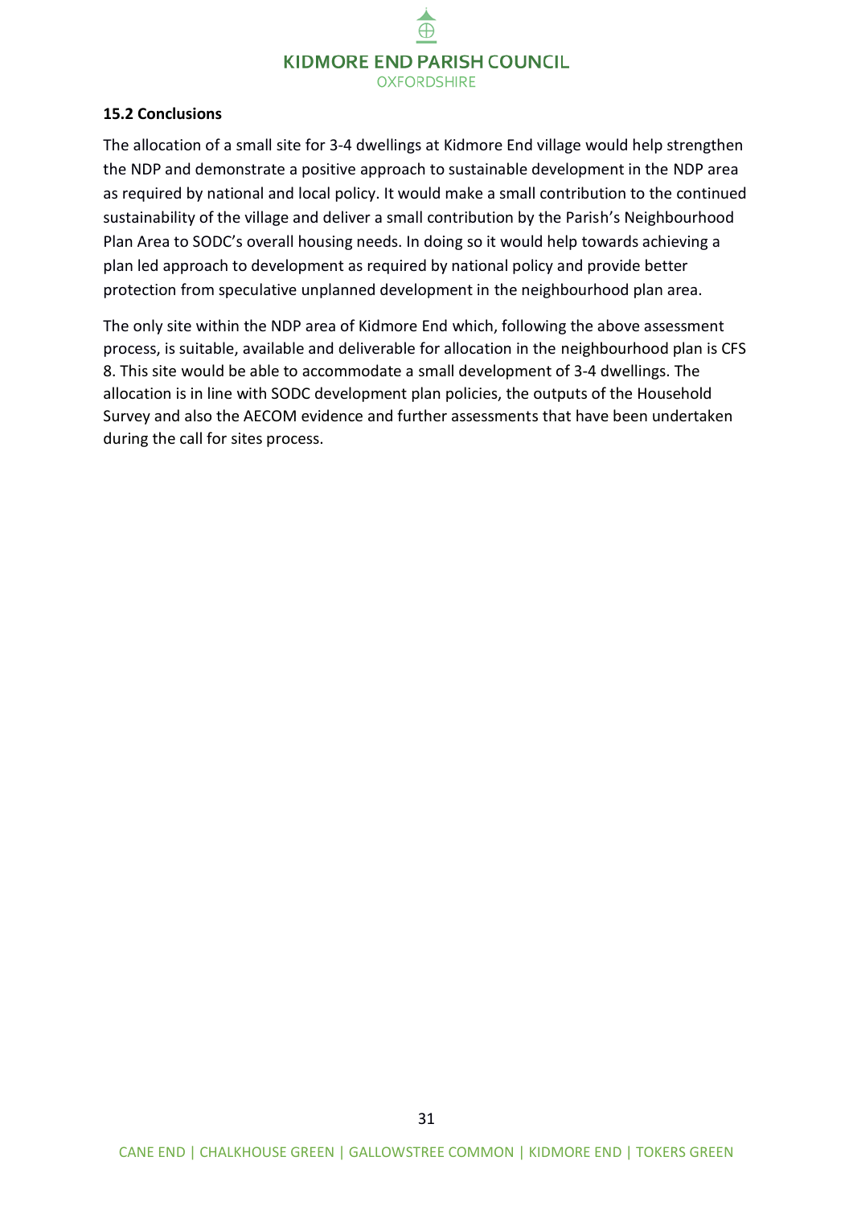**15.2 Conclusions**

The allocation of a small site for 3-4 dwellings at Kidmore End village would help strengthen the NDP and demonstrate a positive approach to sustainable development in the NDP area as required by national and local policy. It would make a small contribution to the continued sustainability of the village and deliver a small contribution by the Parish's Neighbourhood Plan Area to SODC's overall housing needs. In doing so it would help towards achieving a plan led approach to development as required by national policy and provide better protection from speculative unplanned development in the neighbourhood plan area.

The only site within the NDP area of Kidmore End which, following the above assessment process, is suitable, available and deliverable for allocation in the neighbourhood plan is CFS 8. This site would be able to accommodate a small development of 3-4 dwellings. The allocation is in line with SODC development plan policies, the outputs of the Household Survey and also the AECOM evidence and further assessments that have been undertaken during the call for sites process.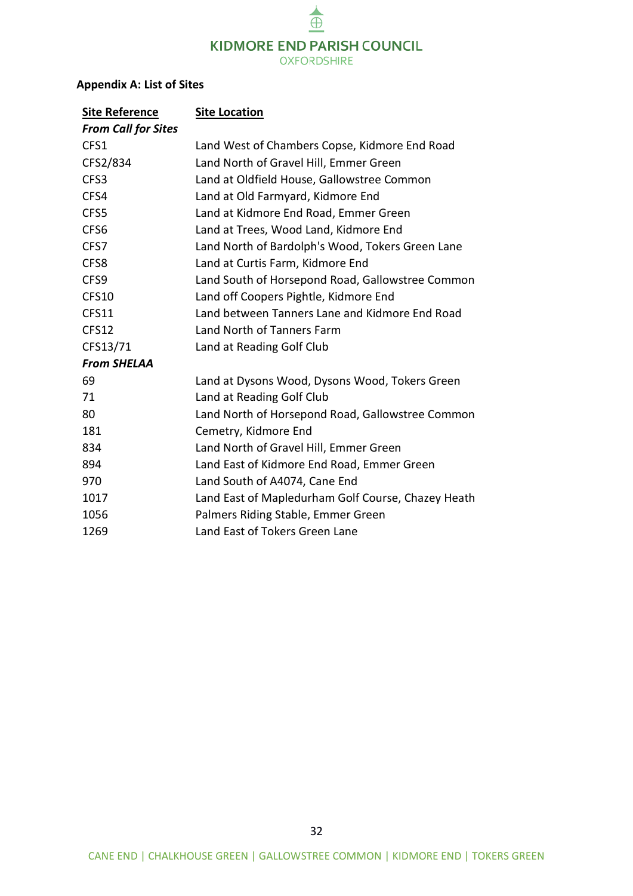**Appendix A: List of Sites**

| Site Reference | Site Location |
|---|---|
| ***From Call for Sites*** | |
| CFS1 | Land West of Chambers Copse, Kidmore End Road |
| CFS2/834 | Land North of Gravel Hill, Emmer Green |
| CFS3 | Land at Oldfield House, Gallowstree Common |
| CFS4 | Land at Old Farmyard, Kidmore End |
| CFS5 | Land at Kidmore End Road, Emmer Green |
| CFS6 | Land at Trees, Wood Land, Kidmore End |
| CFS7 | Land North of Bardolph's Wood, Tokers Green Lane |
| CFS8 | Land at Curtis Farm, Kidmore End |
| CFS9 | Land South of Horsepond Road, Gallowstree Common |
| CFS10 | Land off Coopers Pightle, Kidmore End |
| CFS11 | Land between Tanners Lane and Kidmore End Road |
| CFS12 | Land North of Tanners Farm |
| CFS13/71 | Land at Reading Golf Club |
| ***From SHELAA*** | |
| 69 | Land at Dysons Wood, Dysons Wood, Tokers Green |
| 71 | Land at Reading Golf Club |
| 80 | Land North of Horsepond Road, Gallowstree Common |
| 181 | Cemetry, Kidmore End |
| 834 | Land North of Gravel Hill, Emmer Green |
| 894 | Land East of Kidmore End Road, Emmer Green |
| 970 | Land South of A4074, Cane End |
| 1017 | Land East of Mapledurham Golf Course, Chazey Heath |
| 1056 | Palmers Riding Stable, Emmer Green |
| 1269 | Land East of Tokers Green Lane |